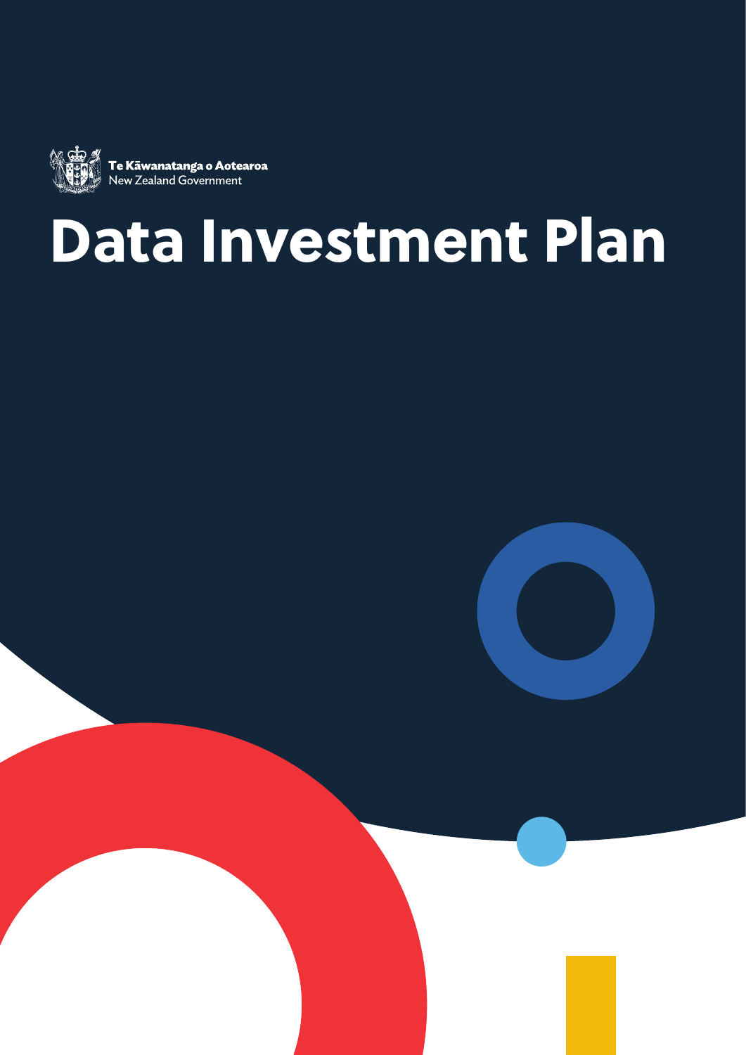Te Kāwanatanga o Aotearoa
New Zealand Government

# Data Investment Plan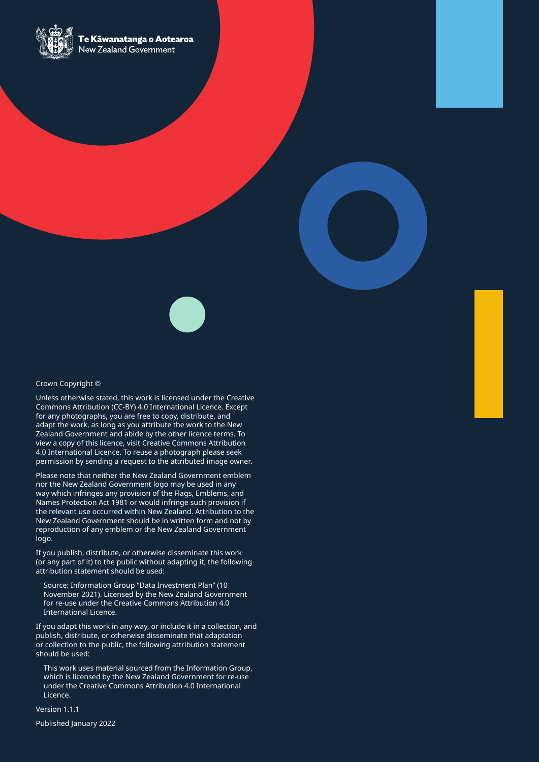Te Kāwanatanga o Aotearoa
New Zealand Government

Crown Copyright ©

Unless otherwise stated, this work is licensed under the Creative Commons Attribution (CC-BY) 4.0 International Licence. Except for any photographs, you are free to copy, distribute, and adapt the work, as long as you attribute the work to the New Zealand Government and abide by the other licence terms. To view a copy of this licence, visit Creative Commons Attribution 4.0 International Licence. To reuse a photograph please seek permission by sending a request to the attributed image owner.

Please note that neither the New Zealand Government emblem nor the New Zealand Government logo may be used in any way which infringes any provision of the Flags, Emblems, and Names Protection Act 1981 or would infringe such provision if the relevant use occurred within New Zealand. Attribution to the New Zealand Government should be in written form and not by reproduction of any emblem or the New Zealand Government logo.

If you publish, distribute, or otherwise disseminate this work (or any part of it) to the public without adapting it, the following attribution statement should be used:

> Source: Information Group "Data Investment Plan" (10 November 2021). Licensed by the New Zealand Government for re-use under the Creative Commons Attribution 4.0 International Licence.

If you adapt this work in any way, or include it in a collection, and publish, distribute, or otherwise disseminate that adaptation or collection to the public, the following attribution statement should be used:

> This work uses material sourced from the Information Group, which is licensed by the New Zealand Government for re-use under the Creative Commons Attribution 4.0 International Licence.

Version 1.1.1

Published January 2022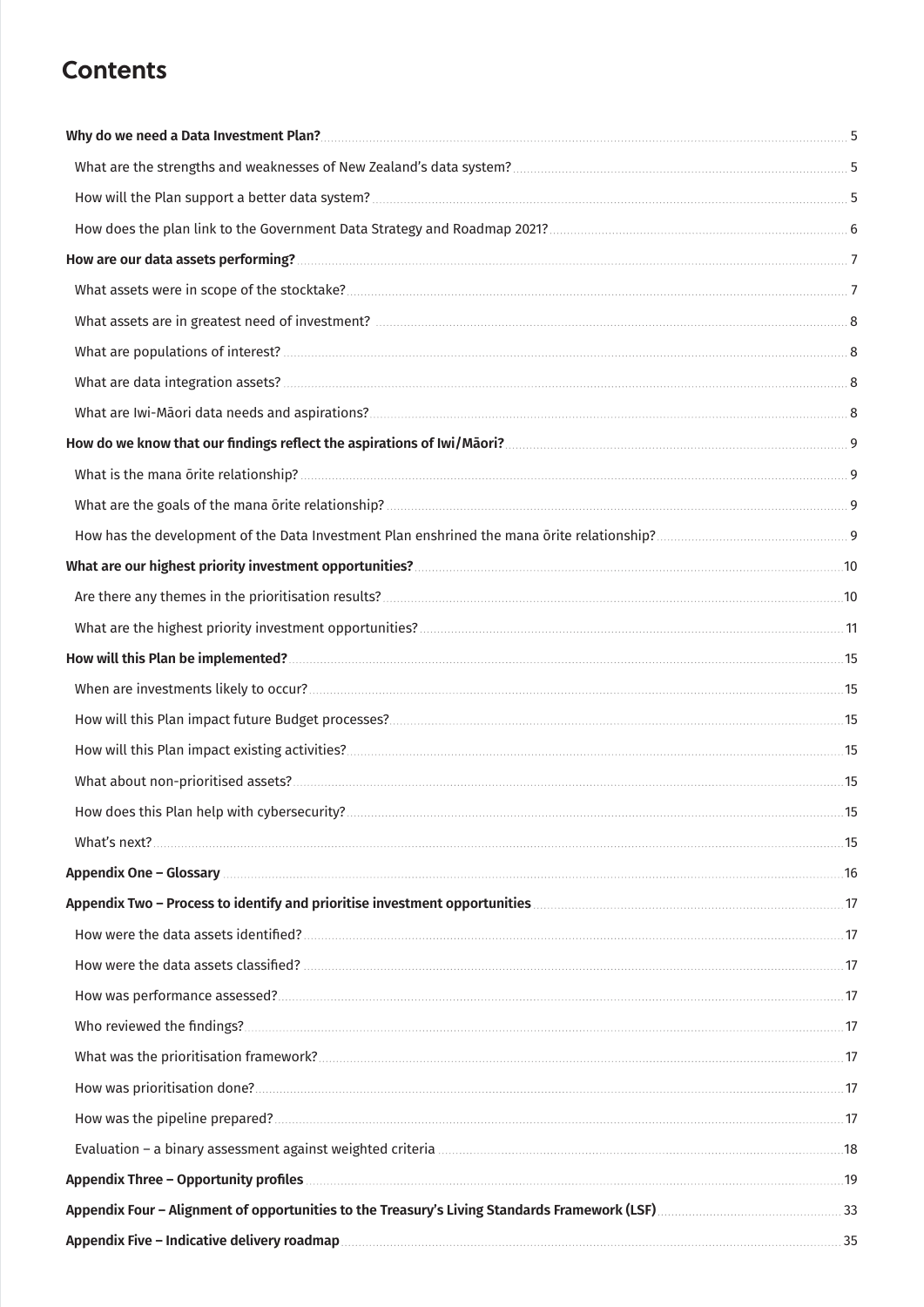# Contents

| | |
|---|---|
| **Why do we need a Data Investment Plan?** | 5 |
| What are the strengths and weaknesses of New Zealand's data system? | 5 |
| How will the Plan support a better data system? | 5 |
| How does the plan link to the Government Data Strategy and Roadmap 2021? | 6 |
| **How are our data assets performing?** | 7 |
| What assets were in scope of the stocktake? | 7 |
| What assets are in greatest need of investment? | 8 |
| What are populations of interest? | 8 |
| What are data integration assets? | 8 |
| What are Iwi-Māori data needs and aspirations? | 8 |
| **How do we know that our findings reflect the aspirations of Iwi/Māori?** | 9 |
| What is the mana ōrite relationship? | 9 |
| What are the goals of the mana ōrite relationship? | 9 |
| How has the development of the Data Investment Plan enshrined the mana ōrite relationship? | 9 |
| **What are our highest priority investment opportunities?** | 10 |
| Are there any themes in the prioritisation results? | 10 |
| What are the highest priority investment opportunities? | 11 |
| **How will this Plan be implemented?** | 15 |
| When are investments likely to occur? | 15 |
| How will this Plan impact future Budget processes? | 15 |
| How will this Plan impact existing activities? | 15 |
| What about non-prioritised assets? | 15 |
| How does this Plan help with cybersecurity? | 15 |
| What's next? | 15 |
| **Appendix One – Glossary** | 16 |
| **Appendix Two – Process to identify and prioritise investment opportunities** | 17 |
| How were the data assets identified? | 17 |
| How were the data assets classified? | 17 |
| How was performance assessed? | 17 |
| Who reviewed the findings? | 17 |
| What was the prioritisation framework? | 17 |
| How was prioritisation done? | 17 |
| How was the pipeline prepared? | 17 |
| Evaluation – a binary assessment against weighted criteria | 18 |
| **Appendix Three – Opportunity profiles** | 19 |
| **Appendix Four – Alignment of opportunities to the Treasury's Living Standards Framework (LSF)** | 33 |
| **Appendix Five – Indicative delivery roadmap** | 35 |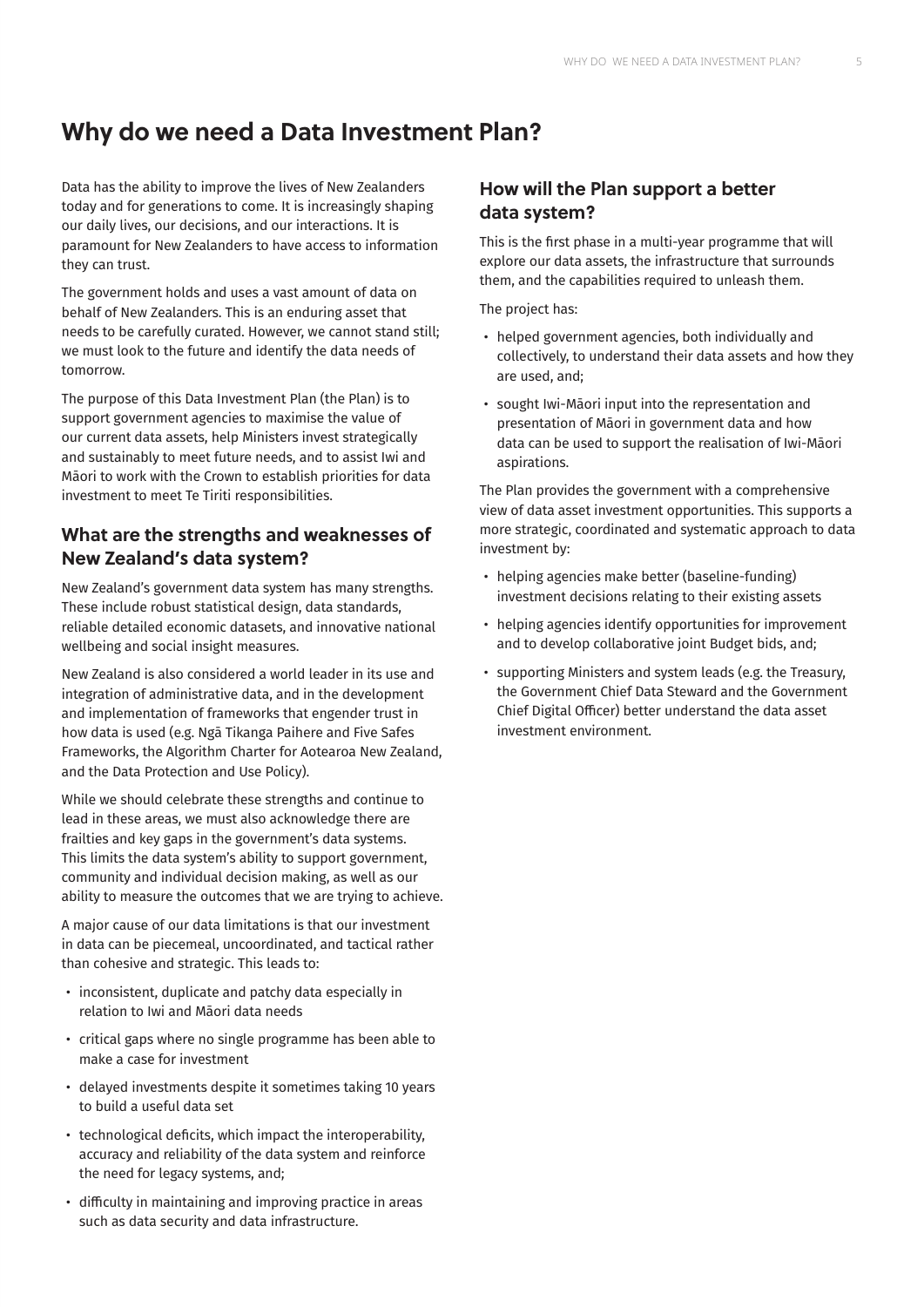# Why do we need a Data Investment Plan?

Data has the ability to improve the lives of New Zealanders today and for generations to come. It is increasingly shaping our daily lives, our decisions, and our interactions. It is paramount for New Zealanders to have access to information they can trust.

The government holds and uses a vast amount of data on behalf of New Zealanders. This is an enduring asset that needs to be carefully curated. However, we cannot stand still; we must look to the future and identify the data needs of tomorrow.

The purpose of this Data Investment Plan (the Plan) is to support government agencies to maximise the value of our current data assets, help Ministers invest strategically and sustainably to meet future needs, and to assist Iwi and Māori to work with the Crown to establish priorities for data investment to meet Te Tiriti responsibilities.

## What are the strengths and weaknesses of New Zealand's data system?

New Zealand's government data system has many strengths. These include robust statistical design, data standards, reliable detailed economic datasets, and innovative national wellbeing and social insight measures.

New Zealand is also considered a world leader in its use and integration of administrative data, and in the development and implementation of frameworks that engender trust in how data is used (e.g. Ngā Tikanga Paihere and Five Safes Frameworks, the Algorithm Charter for Aotearoa New Zealand, and the Data Protection and Use Policy).

While we should celebrate these strengths and continue to lead in these areas, we must also acknowledge there are frailties and key gaps in the government's data systems. This limits the data system's ability to support government, community and individual decision making, as well as our ability to measure the outcomes that we are trying to achieve.

A major cause of our data limitations is that our investment in data can be piecemeal, uncoordinated, and tactical rather than cohesive and strategic. This leads to:

- inconsistent, duplicate and patchy data especially in relation to Iwi and Māori data needs
- critical gaps where no single programme has been able to make a case for investment
- delayed investments despite it sometimes taking 10 years to build a useful data set
- technological deficits, which impact the interoperability, accuracy and reliability of the data system and reinforce the need for legacy systems, and;
- difficulty in maintaining and improving practice in areas such as data security and data infrastructure.

## How will the Plan support a better data system?

This is the first phase in a multi-year programme that will explore our data assets, the infrastructure that surrounds them, and the capabilities required to unleash them.

The project has:

- helped government agencies, both individually and collectively, to understand their data assets and how they are used, and;
- sought Iwi-Māori input into the representation and presentation of Māori in government data and how data can be used to support the realisation of Iwi-Māori aspirations.

The Plan provides the government with a comprehensive view of data asset investment opportunities. This supports a more strategic, coordinated and systematic approach to data investment by:

- helping agencies make better (baseline-funding) investment decisions relating to their existing assets
- helping agencies identify opportunities for improvement and to develop collaborative joint Budget bids, and;
- supporting Ministers and system leads (e.g. the Treasury, the Government Chief Data Steward and the Government Chief Digital Officer) better understand the data asset investment environment.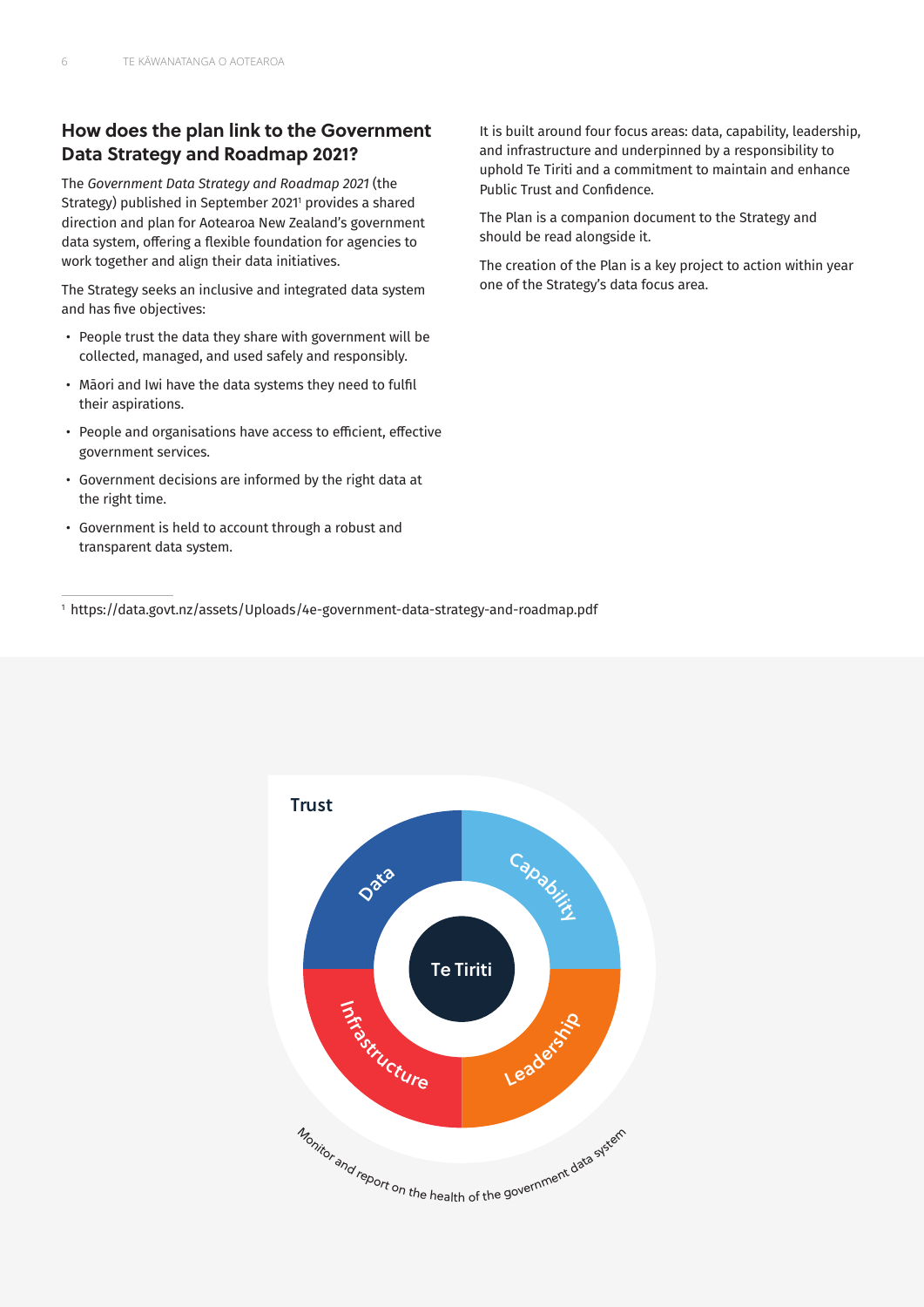## How does the plan link to the Government Data Strategy and Roadmap 2021?

The *Government Data Strategy and Roadmap 2021* (the Strategy) published in September 2021[1] provides a shared direction and plan for Aotearoa New Zealand's government data system, offering a flexible foundation for agencies to work together and align their data initiatives.

The Strategy seeks an inclusive and integrated data system and has five objectives:

- People trust the data they share with government will be collected, managed, and used safely and responsibly.
- Māori and Iwi have the data systems they need to fulfil their aspirations.
- People and organisations have access to efficient, effective government services.
- Government decisions are informed by the right data at the right time.
- Government is held to account through a robust and transparent data system.

It is built around four focus areas: data, capability, leadership, and infrastructure and underpinned by a responsibility to uphold Te Tiriti and a commitment to maintain and enhance Public Trust and Confidence.

The Plan is a companion document to the Strategy and should be read alongside it.

The creation of the Plan is a key project to action within year one of the Strategy's data focus area.

[1] https://data.govt.nz/assets/Uploads/4e-government-data-strategy-and-roadmap.pdf

Trust

Data

Capability

Te Tiriti

Infrastructure

Leadership

Monitor and report on the health of the government data system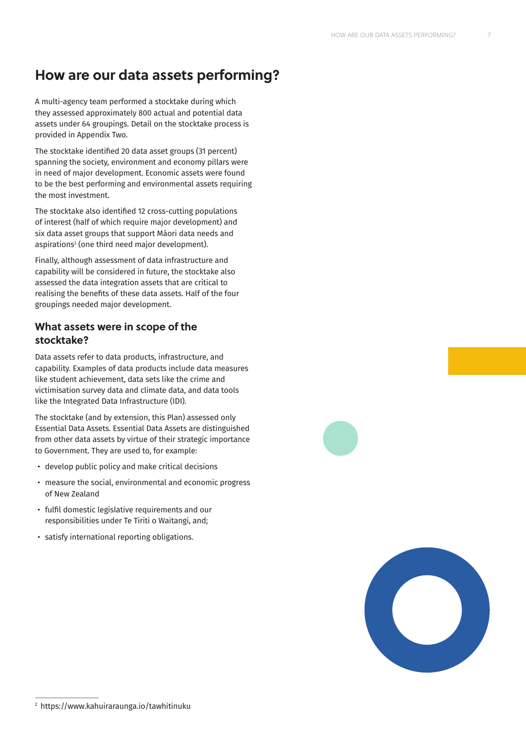# How are our data assets performing?

A multi-agency team performed a stocktake during which they assessed approximately 800 actual and potential data assets under 64 groupings. Detail on the stocktake process is provided in Appendix Two.

The stocktake identified 20 data asset groups (31 percent) spanning the society, environment and economy pillars were in need of major development. Economic assets were found to be the best performing and environmental assets requiring the most investment.

The stocktake also identified 12 cross-cutting populations of interest (half of which require major development) and six data asset groups that support Māori data needs and aspirations[2] (one third need major development).

Finally, although assessment of data infrastructure and capability will be considered in future, the stocktake also assessed the data integration assets that are critical to realising the benefits of these data assets. Half of the four groupings needed major development.

## What assets were in scope of the stocktake?

Data assets refer to data products, infrastructure, and capability. Examples of data products include data measures like student achievement, data sets like the crime and victimisation survey data and climate data, and data tools like the Integrated Data Infrastructure (IDI).

The stocktake (and by extension, this Plan) assessed only Essential Data Assets. Essential Data Assets are distinguished from other data assets by virtue of their strategic importance to Government. They are used to, for example:

- develop public policy and make critical decisions
- measure the social, environmental and economic progress of New Zealand
- fulfil domestic legislative requirements and our responsibilities under Te Tiriti o Waitangi, and;
- satisfy international reporting obligations.

[2] https://www.kahuiraraunga.io/tawhitinuku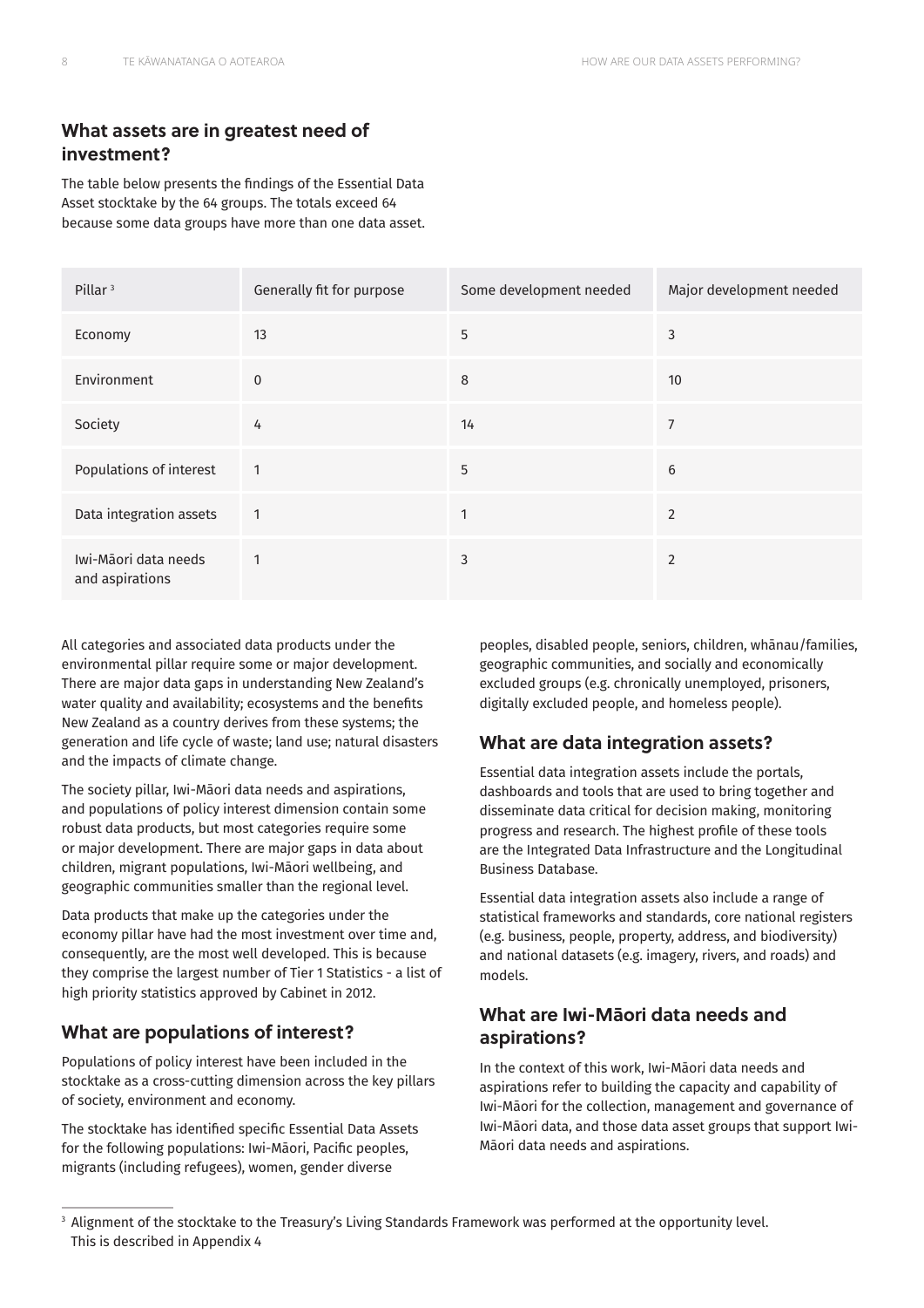## What assets are in greatest need of investment?

The table below presents the findings of the Essential Data Asset stocktake by the 64 groups. The totals exceed 64 because some data groups have more than one data asset.

| Pillar [3] | Generally fit for purpose | Some development needed | Major development needed |
|---|---|---|---|
| Economy | 13 | 5 | 3 |
| Environment | 0 | 8 | 10 |
| Society | 4 | 14 | 7 |
| Populations of interest | 1 | 5 | 6 |
| Data integration assets | 1 | 1 | 2 |
| Iwi-Māori data needs and aspirations | 1 | 3 | 2 |

All categories and associated data products under the environmental pillar require some or major development. There are major data gaps in understanding New Zealand's water quality and availability; ecosystems and the benefits New Zealand as a country derives from these systems; the generation and life cycle of waste; land use; natural disasters and the impacts of climate change.

The society pillar, Iwi-Māori data needs and aspirations, and populations of policy interest dimension contain some robust data products, but most categories require some or major development. There are major gaps in data about children, migrant populations, Iwi-Māori wellbeing, and geographic communities smaller than the regional level.

Data products that make up the categories under the economy pillar have had the most investment over time and, consequently, are the most well developed. This is because they comprise the largest number of Tier 1 Statistics - a list of high priority statistics approved by Cabinet in 2012.

## What are populations of interest?

Populations of policy interest have been included in the stocktake as a cross-cutting dimension across the key pillars of society, environment and economy.

The stocktake has identified specific Essential Data Assets for the following populations: Iwi-Māori, Pacific peoples, migrants (including refugees), women, gender diverse peoples, disabled people, seniors, children, whānau/families, geographic communities, and socially and economically excluded groups (e.g. chronically unemployed, prisoners, digitally excluded people, and homeless people).

## What are data integration assets?

Essential data integration assets include the portals, dashboards and tools that are used to bring together and disseminate data critical for decision making, monitoring progress and research. The highest profile of these tools are the Integrated Data Infrastructure and the Longitudinal Business Database.

Essential data integration assets also include a range of statistical frameworks and standards, core national registers (e.g. business, people, property, address, and biodiversity) and national datasets (e.g. imagery, rivers, and roads) and models.

## What are Iwi-Māori data needs and aspirations?

In the context of this work, Iwi-Māori data needs and aspirations refer to building the capacity and capability of Iwi-Māori for the collection, management and governance of Iwi-Māori data, and those data asset groups that support Iwi-Māori data needs and aspirations.

---

[3] Alignment of the stocktake to the Treasury's Living Standards Framework was performed at the opportunity level. This is described in Appendix 4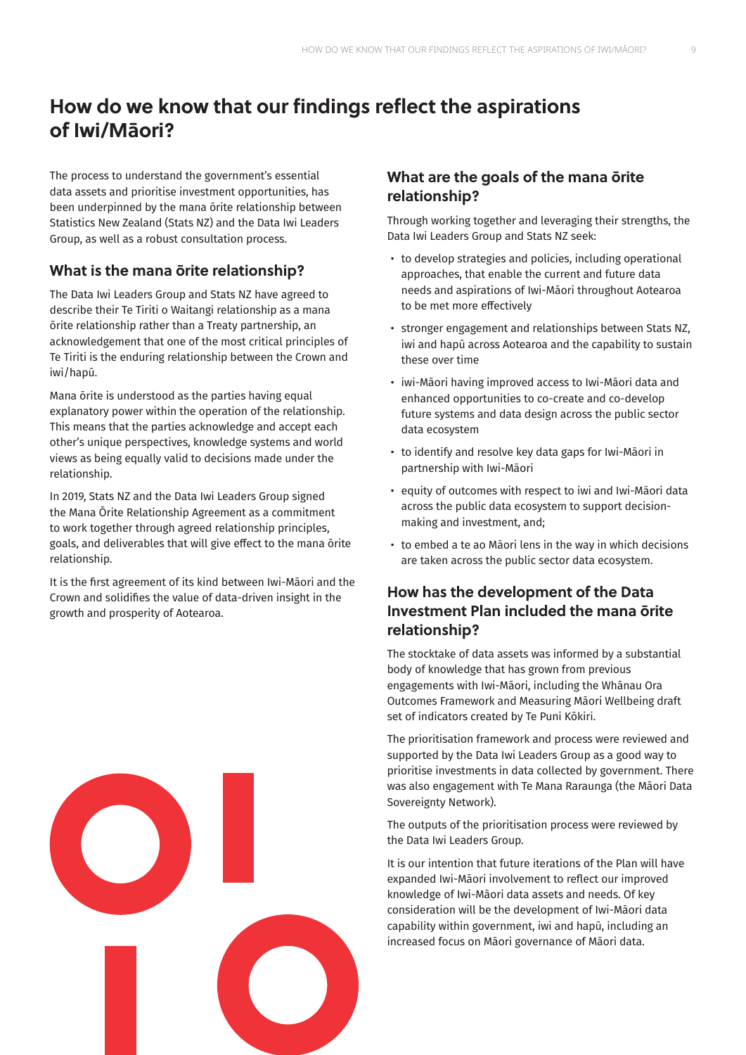# How do we know that our findings reflect the aspirations of Iwi/Māori?

The process to understand the government's essential data assets and prioritise investment opportunities, has been underpinned by the mana ōrite relationship between Statistics New Zealand (Stats NZ) and the Data Iwi Leaders Group, as well as a robust consultation process.

## What is the mana ōrite relationship?

The Data Iwi Leaders Group and Stats NZ have agreed to describe their Te Tiriti o Waitangi relationship as a mana ōrite relationship rather than a Treaty partnership, an acknowledgement that one of the most critical principles of Te Tiriti is the enduring relationship between the Crown and iwi/hapū.

Mana ōrite is understood as the parties having equal explanatory power within the operation of the relationship. This means that the parties acknowledge and accept each other's unique perspectives, knowledge systems and world views as being equally valid to decisions made under the relationship.

In 2019, Stats NZ and the Data Iwi Leaders Group signed the Mana Ōrite Relationship Agreement as a commitment to work together through agreed relationship principles, goals, and deliverables that will give effect to the mana ōrite relationship.

It is the first agreement of its kind between Iwi-Māori and the Crown and solidifies the value of data-driven insight in the growth and prosperity of Aotearoa.

## What are the goals of the mana ōrite relationship?

Through working together and leveraging their strengths, the Data Iwi Leaders Group and Stats NZ seek:

- to develop strategies and policies, including operational approaches, that enable the current and future data needs and aspirations of Iwi-Māori throughout Aotearoa to be met more effectively
- stronger engagement and relationships between Stats NZ, iwi and hapū across Aotearoa and the capability to sustain these over time
- iwi-Māori having improved access to Iwi-Māori data and enhanced opportunities to co-create and co-develop future systems and data design across the public sector data ecosystem
- to identify and resolve key data gaps for Iwi-Māori in partnership with Iwi-Māori
- equity of outcomes with respect to iwi and Iwi-Māori data across the public data ecosystem to support decision-making and investment, and;
- to embed a te ao Māori lens in the way in which decisions are taken across the public sector data ecosystem.

## How has the development of the Data Investment Plan included the mana ōrite relationship?

The stocktake of data assets was informed by a substantial body of knowledge that has grown from previous engagements with Iwi-Māori, including the Whānau Ora Outcomes Framework and Measuring Māori Wellbeing draft set of indicators created by Te Puni Kōkiri.

The prioritisation framework and process were reviewed and supported by the Data Iwi Leaders Group as a good way to prioritise investments in data collected by government. There was also engagement with Te Mana Raraunga (the Māori Data Sovereignty Network).

The outputs of the prioritisation process were reviewed by the Data Iwi Leaders Group.

It is our intention that future iterations of the Plan will have expanded Iwi-Māori involvement to reflect our improved knowledge of Iwi-Māori data assets and needs. Of key consideration will be the development of Iwi-Māori data capability within government, iwi and hapū, including an increased focus on Māori governance of Māori data.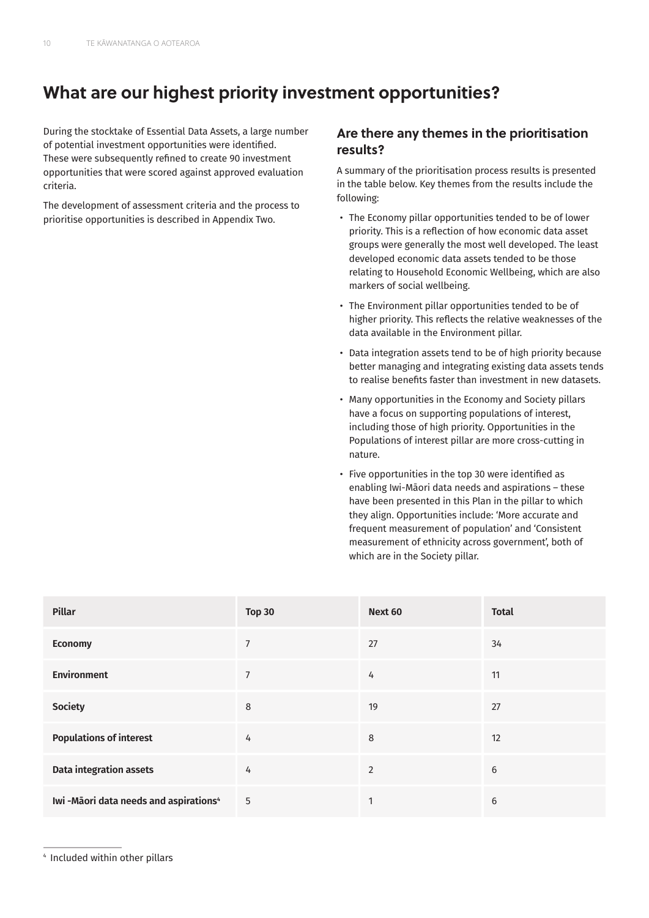# What are our highest priority investment opportunities?

During the stocktake of Essential Data Assets, a large number of potential investment opportunities were identified. These were subsequently refined to create 90 investment opportunities that were scored against approved evaluation criteria.

The development of assessment criteria and the process to prioritise opportunities is described in Appendix Two.

## Are there any themes in the prioritisation results?

A summary of the prioritisation process results is presented in the table below. Key themes from the results include the following:

- The Economy pillar opportunities tended to be of lower priority. This is a reflection of how economic data asset groups were generally the most well developed. The least developed economic data assets tended to be those relating to Household Economic Wellbeing, which are also markers of social wellbeing.
- The Environment pillar opportunities tended to be of higher priority. This reflects the relative weaknesses of the data available in the Environment pillar.
- Data integration assets tend to be of high priority because better managing and integrating existing data assets tends to realise benefits faster than investment in new datasets.
- Many opportunities in the Economy and Society pillars have a focus on supporting populations of interest, including those of high priority. Opportunities in the Populations of interest pillar are more cross-cutting in nature.
- Five opportunities in the top 30 were identified as enabling Iwi-Māori data needs and aspirations – these have been presented in this Plan in the pillar to which they align. Opportunities include: 'More accurate and frequent measurement of population' and 'Consistent measurement of ethnicity across government', both of which are in the Society pillar.

| Pillar | Top 30 | Next 60 | Total |
|---|---|---|---|
| **Economy** | 7 | 27 | 34 |
| **Environment** | 7 | 4 | 11 |
| **Society** | 8 | 19 | 27 |
| **Populations of interest** | 4 | 8 | 12 |
| **Data integration assets** | 4 | 2 | 6 |
| **Iwi -Māori data needs and aspirations**[4] | 5 | 1 | 6 |

[4] Included within other pillars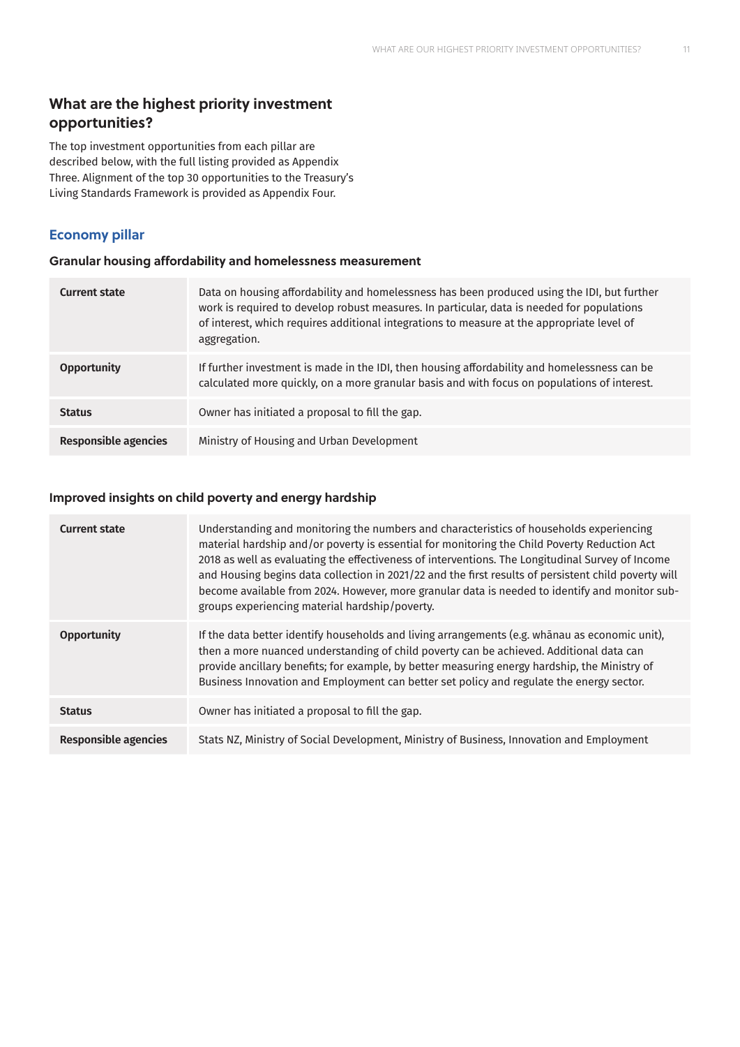## What are the highest priority investment opportunities?

The top investment opportunities from each pillar are described below, with the full listing provided as Appendix Three. Alignment of the top 30 opportunities to the Treasury's Living Standards Framework is provided as Appendix Four.

### Economy pillar

#### Granular housing affordability and homelessness measurement

| | |
|---|---|
| **Current state** | Data on housing affordability and homelessness has been produced using the IDI, but further work is required to develop robust measures. In particular, data is needed for populations of interest, which requires additional integrations to measure at the appropriate level of aggregation. |
| **Opportunity** | If further investment is made in the IDI, then housing affordability and homelessness can be calculated more quickly, on a more granular basis and with focus on populations of interest. |
| **Status** | Owner has initiated a proposal to fill the gap. |
| **Responsible agencies** | Ministry of Housing and Urban Development |

#### Improved insights on child poverty and energy hardship

| | |
|---|---|
| **Current state** | Understanding and monitoring the numbers and characteristics of households experiencing material hardship and/or poverty is essential for monitoring the Child Poverty Reduction Act 2018 as well as evaluating the effectiveness of interventions. The Longitudinal Survey of Income and Housing begins data collection in 2021/22 and the first results of persistent child poverty will become available from 2024. However, more granular data is needed to identify and monitor sub-groups experiencing material hardship/poverty. |
| **Opportunity** | If the data better identify households and living arrangements (e.g. whānau as economic unit), then a more nuanced understanding of child poverty can be achieved. Additional data can provide ancillary benefits; for example, by better measuring energy hardship, the Ministry of Business Innovation and Employment can better set policy and regulate the energy sector. |
| **Status** | Owner has initiated a proposal to fill the gap. |
| **Responsible agencies** | Stats NZ, Ministry of Social Development, Ministry of Business, Innovation and Employment |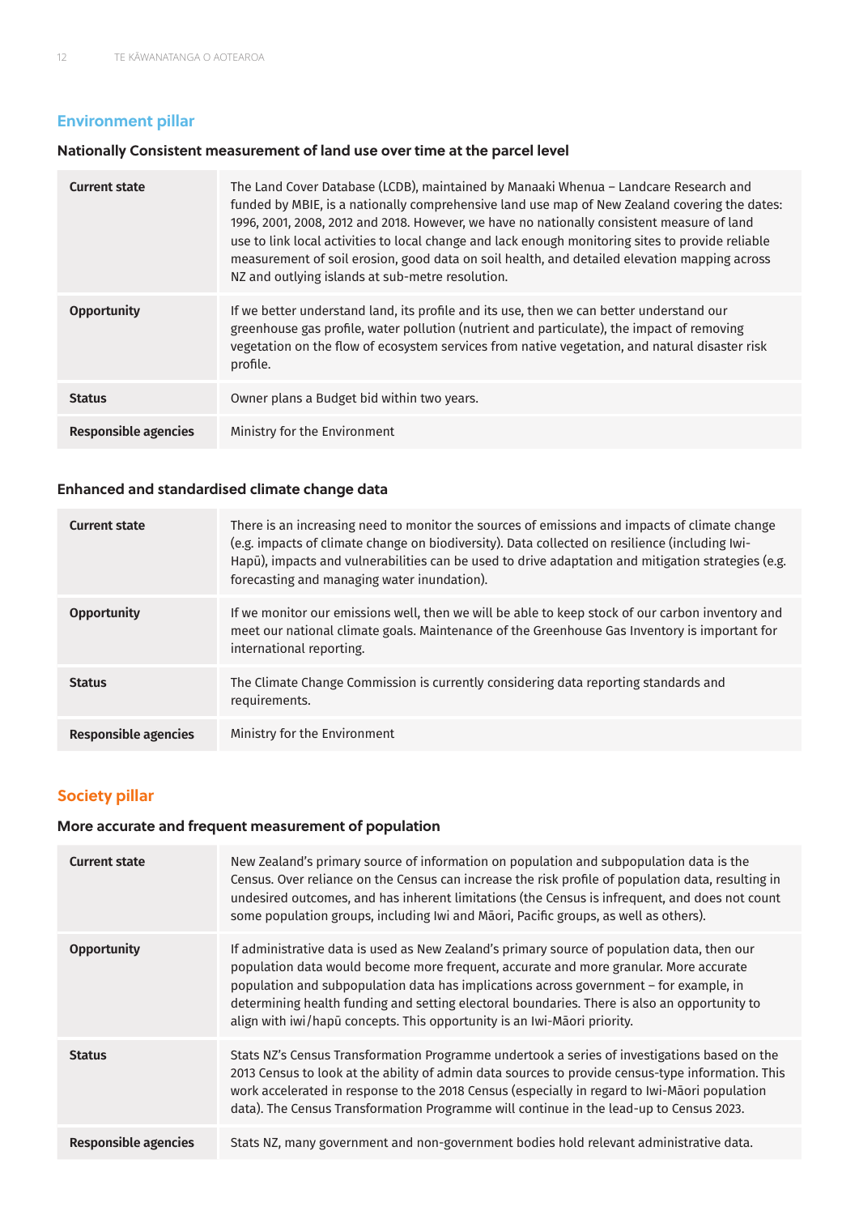## Environment pillar

### Nationally Consistent measurement of land use over time at the parcel level

| | |
|---|---|
| **Current state** | The Land Cover Database (LCDB), maintained by Manaaki Whenua – Landcare Research and funded by MBIE, is a nationally comprehensive land use map of New Zealand covering the dates: 1996, 2001, 2008, 2012 and 2018. However, we have no nationally consistent measure of land use to link local activities to local change and lack enough monitoring sites to provide reliable measurement of soil erosion, good data on soil health, and detailed elevation mapping across NZ and outlying islands at sub-metre resolution. |
| **Opportunity** | If we better understand land, its profile and its use, then we can better understand our greenhouse gas profile, water pollution (nutrient and particulate), the impact of removing vegetation on the flow of ecosystem services from native vegetation, and natural disaster risk profile. |
| **Status** | Owner plans a Budget bid within two years. |
| **Responsible agencies** | Ministry for the Environment |

### Enhanced and standardised climate change data

| | |
|---|---|
| **Current state** | There is an increasing need to monitor the sources of emissions and impacts of climate change (e.g. impacts of climate change on biodiversity). Data collected on resilience (including Iwi-Hapū), impacts and vulnerabilities can be used to drive adaptation and mitigation strategies (e.g. forecasting and managing water inundation). |
| **Opportunity** | If we monitor our emissions well, then we will be able to keep stock of our carbon inventory and meet our national climate goals. Maintenance of the Greenhouse Gas Inventory is important for international reporting. |
| **Status** | The Climate Change Commission is currently considering data reporting standards and requirements. |
| **Responsible agencies** | Ministry for the Environment |

## Society pillar

### More accurate and frequent measurement of population

| | |
|---|---|
| **Current state** | New Zealand's primary source of information on population and subpopulation data is the Census. Over reliance on the Census can increase the risk profile of population data, resulting in undesired outcomes, and has inherent limitations (the Census is infrequent, and does not count some population groups, including Iwi and Māori, Pacific groups, as well as others). |
| **Opportunity** | If administrative data is used as New Zealand's primary source of population data, then our population data would become more frequent, accurate and more granular. More accurate population and subpopulation data has implications across government – for example, in determining health funding and setting electoral boundaries. There is also an opportunity to align with iwi/hapū concepts. This opportunity is an Iwi-Māori priority. |
| **Status** | Stats NZ's Census Transformation Programme undertook a series of investigations based on the 2013 Census to look at the ability of admin data sources to provide census-type information. This work accelerated in response to the 2018 Census (especially in regard to Iwi-Māori population data). The Census Transformation Programme will continue in the lead-up to Census 2023. |
| **Responsible agencies** | Stats NZ, many government and non-government bodies hold relevant administrative data. |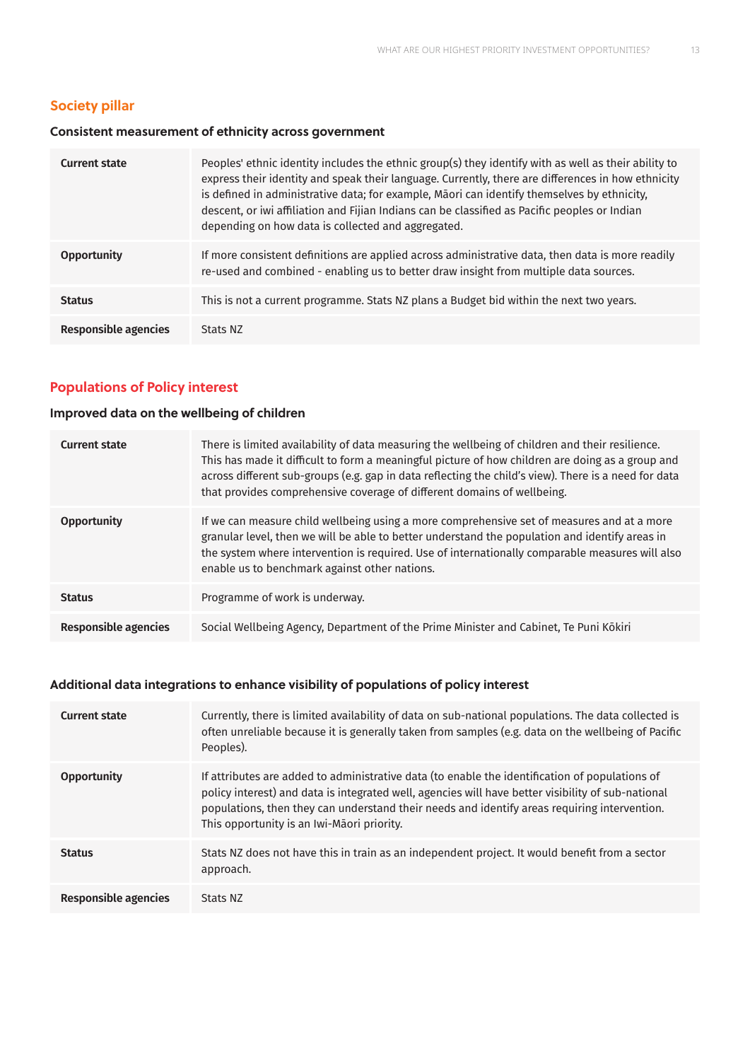## Society pillar

### Consistent measurement of ethnicity across government

| | |
|---|---|
| **Current state** | Peoples' ethnic identity includes the ethnic group(s) they identify with as well as their ability to express their identity and speak their language. Currently, there are differences in how ethnicity is defined in administrative data; for example, Māori can identify themselves by ethnicity, descent, or iwi affiliation and Fijian Indians can be classified as Pacific peoples or Indian depending on how data is collected and aggregated. |
| **Opportunity** | If more consistent definitions are applied across administrative data, then data is more readily re-used and combined - enabling us to better draw insight from multiple data sources. |
| **Status** | This is not a current programme. Stats NZ plans a Budget bid within the next two years. |
| **Responsible agencies** | Stats NZ |

## Populations of Policy interest

### Improved data on the wellbeing of children

| | |
|---|---|
| **Current state** | There is limited availability of data measuring the wellbeing of children and their resilience. This has made it difficult to form a meaningful picture of how children are doing as a group and across different sub-groups (e.g. gap in data reflecting the child's view). There is a need for data that provides comprehensive coverage of different domains of wellbeing. |
| **Opportunity** | If we can measure child wellbeing using a more comprehensive set of measures and at a more granular level, then we will be able to better understand the population and identify areas in the system where intervention is required. Use of internationally comparable measures will also enable us to benchmark against other nations. |
| **Status** | Programme of work is underway. |
| **Responsible agencies** | Social Wellbeing Agency, Department of the Prime Minister and Cabinet, Te Puni Kōkiri |

### Additional data integrations to enhance visibility of populations of policy interest

| | |
|---|---|
| **Current state** | Currently, there is limited availability of data on sub-national populations. The data collected is often unreliable because it is generally taken from samples (e.g. data on the wellbeing of Pacific Peoples). |
| **Opportunity** | If attributes are added to administrative data (to enable the identification of populations of policy interest) and data is integrated well, agencies will have better visibility of sub-national populations, then they can understand their needs and identify areas requiring intervention. This opportunity is an Iwi-Māori priority. |
| **Status** | Stats NZ does not have this in train as an independent project. It would benefit from a sector approach. |
| **Responsible agencies** | Stats NZ |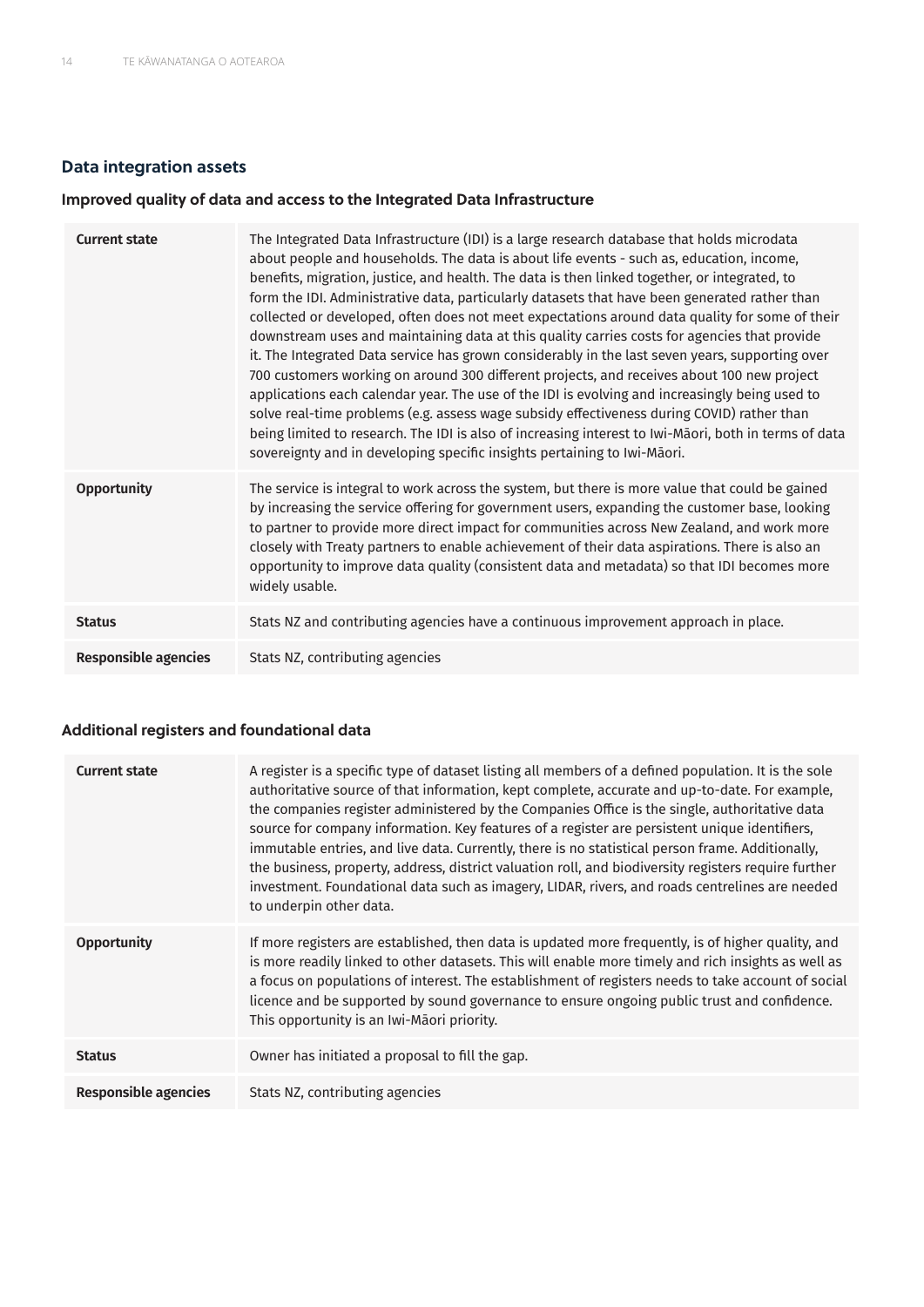## Data integration assets

### Improved quality of data and access to the Integrated Data Infrastructure

| | |
|---|---|
| **Current state** | The Integrated Data Infrastructure (IDI) is a large research database that holds microdata about people and households. The data is about life events - such as, education, income, benefits, migration, justice, and health. The data is then linked together, or integrated, to form the IDI. Administrative data, particularly datasets that have been generated rather than collected or developed, often does not meet expectations around data quality for some of their downstream uses and maintaining data at this quality carries costs for agencies that provide it. The Integrated Data service has grown considerably in the last seven years, supporting over 700 customers working on around 300 different projects, and receives about 100 new project applications each calendar year. The use of the IDI is evolving and increasingly being used to solve real-time problems (e.g. assess wage subsidy effectiveness during COVID) rather than being limited to research. The IDI is also of increasing interest to Iwi-Māori, both in terms of data sovereignty and in developing specific insights pertaining to Iwi-Māori. |
| **Opportunity** | The service is integral to work across the system, but there is more value that could be gained by increasing the service offering for government users, expanding the customer base, looking to partner to provide more direct impact for communities across New Zealand, and work more closely with Treaty partners to enable achievement of their data aspirations. There is also an opportunity to improve data quality (consistent data and metadata) so that IDI becomes more widely usable. |
| **Status** | Stats NZ and contributing agencies have a continuous improvement approach in place. |
| **Responsible agencies** | Stats NZ, contributing agencies |

### Additional registers and foundational data

| | |
|---|---|
| **Current state** | A register is a specific type of dataset listing all members of a defined population. It is the sole authoritative source of that information, kept complete, accurate and up-to-date. For example, the companies register administered by the Companies Office is the single, authoritative data source for company information. Key features of a register are persistent unique identifiers, immutable entries, and live data. Currently, there is no statistical person frame. Additionally, the business, property, address, district valuation roll, and biodiversity registers require further investment. Foundational data such as imagery, LIDAR, rivers, and roads centrelines are needed to underpin other data. |
| **Opportunity** | If more registers are established, then data is updated more frequently, is of higher quality, and is more readily linked to other datasets. This will enable more timely and rich insights as well as a focus on populations of interest. The establishment of registers needs to take account of social licence and be supported by sound governance to ensure ongoing public trust and confidence. This opportunity is an Iwi-Māori priority. |
| **Status** | Owner has initiated a proposal to fill the gap. |
| **Responsible agencies** | Stats NZ, contributing agencies |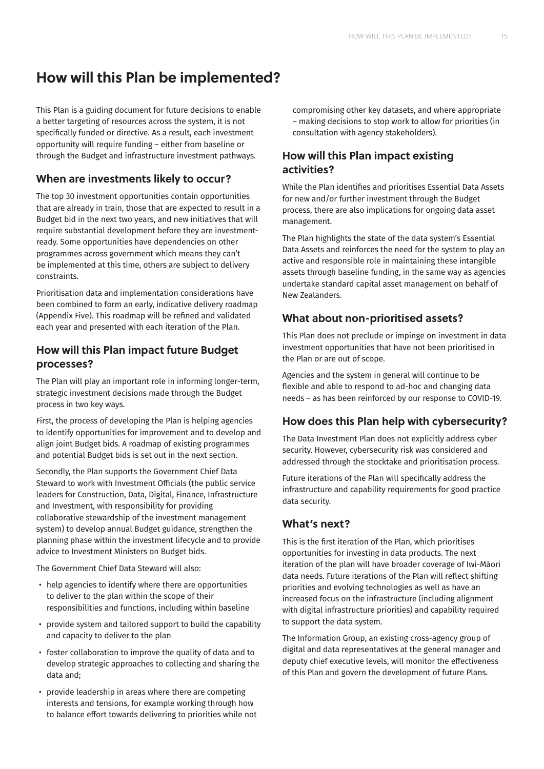# How will this Plan be implemented?

This Plan is a guiding document for future decisions to enable a better targeting of resources across the system, it is not specifically funded or directive. As a result, each investment opportunity will require funding – either from baseline or through the Budget and infrastructure investment pathways.

## When are investments likely to occur?

The top 30 investment opportunities contain opportunities that are already in train, those that are expected to result in a Budget bid in the next two years, and new initiatives that will require substantial development before they are investment-ready. Some opportunities have dependencies on other programmes across government which means they can't be implemented at this time, others are subject to delivery constraints.

Prioritisation data and implementation considerations have been combined to form an early, indicative delivery roadmap (Appendix Five). This roadmap will be refined and validated each year and presented with each iteration of the Plan.

## How will this Plan impact future Budget processes?

The Plan will play an important role in informing longer-term, strategic investment decisions made through the Budget process in two key ways.

First, the process of developing the Plan is helping agencies to identify opportunities for improvement and to develop and align joint Budget bids. A roadmap of existing programmes and potential Budget bids is set out in the next section.

Secondly, the Plan supports the Government Chief Data Steward to work with Investment Officials (the public service leaders for Construction, Data, Digital, Finance, Infrastructure and Investment, with responsibility for providing collaborative stewardship of the investment management system) to develop annual Budget guidance, strengthen the planning phase within the investment lifecycle and to provide advice to Investment Ministers on Budget bids.

The Government Chief Data Steward will also:

- help agencies to identify where there are opportunities to deliver to the plan within the scope of their responsibilities and functions, including within baseline
- provide system and tailored support to build the capability and capacity to deliver to the plan
- foster collaboration to improve the quality of data and to develop strategic approaches to collecting and sharing the data and;
- provide leadership in areas where there are competing interests and tensions, for example working through how to balance effort towards delivering to priorities while not compromising other key datasets, and where appropriate – making decisions to stop work to allow for priorities (in consultation with agency stakeholders).

## How will this Plan impact existing activities?

While the Plan identifies and prioritises Essential Data Assets for new and/or further investment through the Budget process, there are also implications for ongoing data asset management.

The Plan highlights the state of the data system's Essential Data Assets and reinforces the need for the system to play an active and responsible role in maintaining these intangible assets through baseline funding, in the same way as agencies undertake standard capital asset management on behalf of New Zealanders.

## What about non-prioritised assets?

This Plan does not preclude or impinge on investment in data investment opportunities that have not been prioritised in the Plan or are out of scope.

Agencies and the system in general will continue to be flexible and able to respond to ad-hoc and changing data needs – as has been reinforced by our response to COVID-19.

## How does this Plan help with cybersecurity?

The Data Investment Plan does not explicitly address cyber security. However, cybersecurity risk was considered and addressed through the stocktake and prioritisation process.

Future iterations of the Plan will specifically address the infrastructure and capability requirements for good practice data security.

## What's next?

This is the first iteration of the Plan, which prioritises opportunities for investing in data products. The next iteration of the plan will have broader coverage of Iwi-Māori data needs. Future iterations of the Plan will reflect shifting priorities and evolving technologies as well as have an increased focus on the infrastructure (including alignment with digital infrastructure priorities) and capability required to support the data system.

The Information Group, an existing cross-agency group of digital and data representatives at the general manager and deputy chief executive levels, will monitor the effectiveness of this Plan and govern the development of future Plans.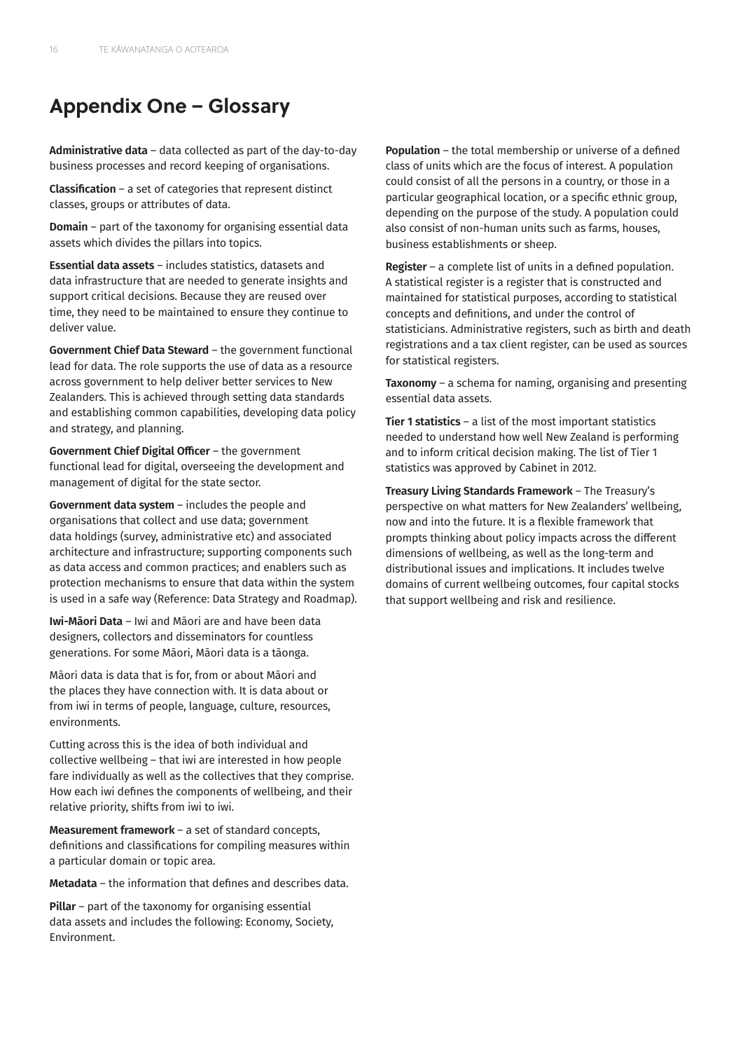# Appendix One – Glossary

**Administrative data** – data collected as part of the day-to-day business processes and record keeping of organisations.

**Classification** – a set of categories that represent distinct classes, groups or attributes of data.

**Domain** – part of the taxonomy for organising essential data assets which divides the pillars into topics.

**Essential data assets** – includes statistics, datasets and data infrastructure that are needed to generate insights and support critical decisions. Because they are reused over time, they need to be maintained to ensure they continue to deliver value.

**Government Chief Data Steward** – the government functional lead for data. The role supports the use of data as a resource across government to help deliver better services to New Zealanders. This is achieved through setting data standards and establishing common capabilities, developing data policy and strategy, and planning.

**Government Chief Digital Officer** – the government functional lead for digital, overseeing the development and management of digital for the state sector.

**Government data system** – includes the people and organisations that collect and use data; government data holdings (survey, administrative etc) and associated architecture and infrastructure; supporting components such as data access and common practices; and enablers such as protection mechanisms to ensure that data within the system is used in a safe way (Reference: Data Strategy and Roadmap).

**Iwi-Māori Data** – Iwi and Māori are and have been data designers, collectors and disseminators for countless generations. For some Māori, Māori data is a tāonga.

Māori data is data that is for, from or about Māori and the places they have connection with. It is data about or from iwi in terms of people, language, culture, resources, environments.

Cutting across this is the idea of both individual and collective wellbeing – that iwi are interested in how people fare individually as well as the collectives that they comprise. How each iwi defines the components of wellbeing, and their relative priority, shifts from iwi to iwi.

**Measurement framework** – a set of standard concepts, definitions and classifications for compiling measures within a particular domain or topic area.

**Metadata** – the information that defines and describes data.

**Pillar** – part of the taxonomy for organising essential data assets and includes the following: Economy, Society, Environment.

**Population** – the total membership or universe of a defined class of units which are the focus of interest. A population could consist of all the persons in a country, or those in a particular geographical location, or a specific ethnic group, depending on the purpose of the study. A population could also consist of non-human units such as farms, houses, business establishments or sheep.

**Register** – a complete list of units in a defined population. A statistical register is a register that is constructed and maintained for statistical purposes, according to statistical concepts and definitions, and under the control of statisticians. Administrative registers, such as birth and death registrations and a tax client register, can be used as sources for statistical registers.

**Taxonomy** – a schema for naming, organising and presenting essential data assets.

**Tier 1 statistics** – a list of the most important statistics needed to understand how well New Zealand is performing and to inform critical decision making. The list of Tier 1 statistics was approved by Cabinet in 2012.

**Treasury Living Standards Framework** – The Treasury's perspective on what matters for New Zealanders' wellbeing, now and into the future. It is a flexible framework that prompts thinking about policy impacts across the different dimensions of wellbeing, as well as the long-term and distributional issues and implications. It includes twelve domains of current wellbeing outcomes, four capital stocks that support wellbeing and risk and resilience.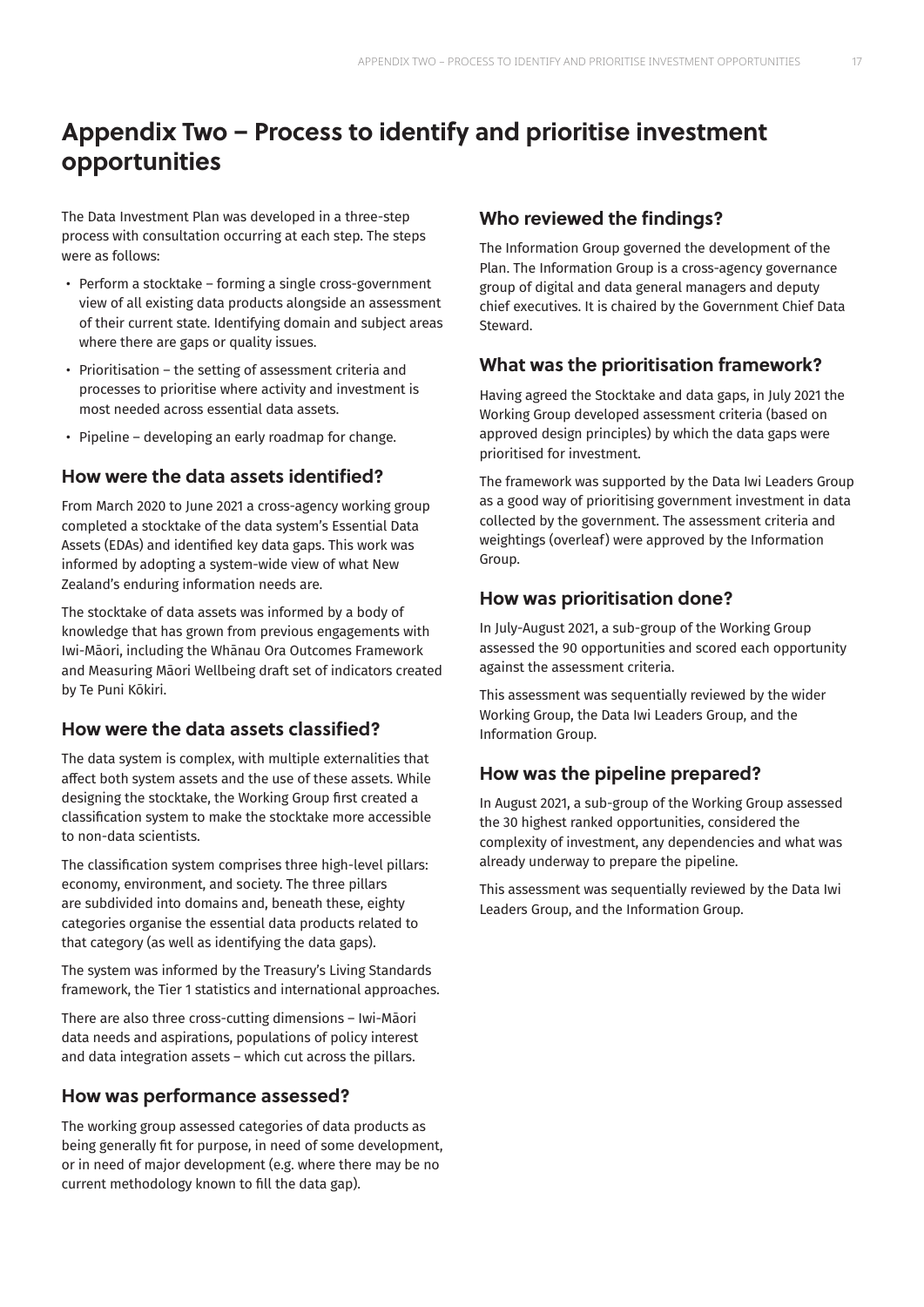# Appendix Two – Process to identify and prioritise investment opportunities

The Data Investment Plan was developed in a three-step process with consultation occurring at each step. The steps were as follows:

- Perform a stocktake – forming a single cross-government view of all existing data products alongside an assessment of their current state. Identifying domain and subject areas where there are gaps or quality issues.
- Prioritisation – the setting of assessment criteria and processes to prioritise where activity and investment is most needed across essential data assets.
- Pipeline – developing an early roadmap for change.

## How were the data assets identified?

From March 2020 to June 2021 a cross-agency working group completed a stocktake of the data system's Essential Data Assets (EDAs) and identified key data gaps. This work was informed by adopting a system-wide view of what New Zealand's enduring information needs are.

The stocktake of data assets was informed by a body of knowledge that has grown from previous engagements with Iwi-Māori, including the Whānau Ora Outcomes Framework and Measuring Māori Wellbeing draft set of indicators created by Te Puni Kōkiri.

## How were the data assets classified?

The data system is complex, with multiple externalities that affect both system assets and the use of these assets. While designing the stocktake, the Working Group first created a classification system to make the stocktake more accessible to non-data scientists.

The classification system comprises three high-level pillars: economy, environment, and society. The three pillars are subdivided into domains and, beneath these, eighty categories organise the essential data products related to that category (as well as identifying the data gaps).

The system was informed by the Treasury's Living Standards framework, the Tier 1 statistics and international approaches.

There are also three cross-cutting dimensions – Iwi-Māori data needs and aspirations, populations of policy interest and data integration assets – which cut across the pillars.

## How was performance assessed?

The working group assessed categories of data products as being generally fit for purpose, in need of some development, or in need of major development (e.g. where there may be no current methodology known to fill the data gap).

## Who reviewed the findings?

The Information Group governed the development of the Plan. The Information Group is a cross-agency governance group of digital and data general managers and deputy chief executives. It is chaired by the Government Chief Data Steward.

## What was the prioritisation framework?

Having agreed the Stocktake and data gaps, in July 2021 the Working Group developed assessment criteria (based on approved design principles) by which the data gaps were prioritised for investment.

The framework was supported by the Data Iwi Leaders Group as a good way of prioritising government investment in data collected by the government. The assessment criteria and weightings (overleaf) were approved by the Information Group.

## How was prioritisation done?

In July-August 2021, a sub-group of the Working Group assessed the 90 opportunities and scored each opportunity against the assessment criteria.

This assessment was sequentially reviewed by the wider Working Group, the Data Iwi Leaders Group, and the Information Group.

## How was the pipeline prepared?

In August 2021, a sub-group of the Working Group assessed the 30 highest ranked opportunities, considered the complexity of investment, any dependencies and what was already underway to prepare the pipeline.

This assessment was sequentially reviewed by the Data Iwi Leaders Group, and the Information Group.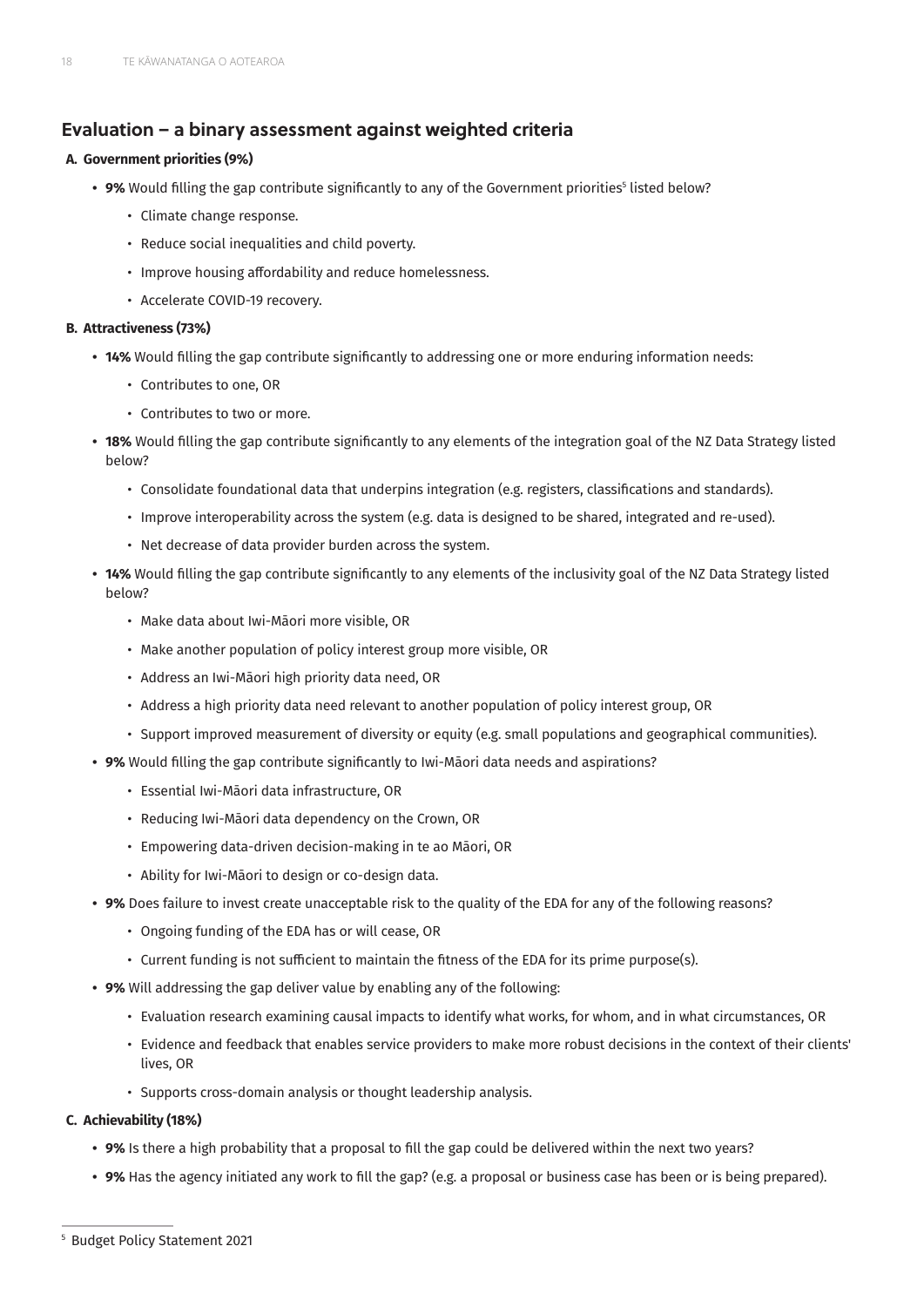## Evaluation – a binary assessment against weighted criteria

**A. Government priorities (9%)**

- **9%** Would filling the gap contribute significantly to any of the Government priorities[5] listed below?
    - Climate change response.
    - Reduce social inequalities and child poverty.
    - Improve housing affordability and reduce homelessness.
    - Accelerate COVID-19 recovery.

**B. Attractiveness (73%)**

- **14%** Would filling the gap contribute significantly to addressing one or more enduring information needs:
    - Contributes to one, OR
    - Contributes to two or more.
- **18%** Would filling the gap contribute significantly to any elements of the integration goal of the NZ Data Strategy listed below?
    - Consolidate foundational data that underpins integration (e.g. registers, classifications and standards).
    - Improve interoperability across the system (e.g. data is designed to be shared, integrated and re-used).
    - Net decrease of data provider burden across the system.
- **14%** Would filling the gap contribute significantly to any elements of the inclusivity goal of the NZ Data Strategy listed below?
    - Make data about Iwi-Māori more visible, OR
    - Make another population of policy interest group more visible, OR
    - Address an Iwi-Māori high priority data need, OR
    - Address a high priority data need relevant to another population of policy interest group, OR
    - Support improved measurement of diversity or equity (e.g. small populations and geographical communities).
- **9%** Would filling the gap contribute significantly to Iwi-Māori data needs and aspirations?
    - Essential Iwi-Māori data infrastructure, OR
    - Reducing Iwi-Māori data dependency on the Crown, OR
    - Empowering data-driven decision-making in te ao Māori, OR
    - Ability for Iwi-Māori to design or co-design data.
- **9%** Does failure to invest create unacceptable risk to the quality of the EDA for any of the following reasons?
    - Ongoing funding of the EDA has or will cease, OR
    - Current funding is not sufficient to maintain the fitness of the EDA for its prime purpose(s).
- **9%** Will addressing the gap deliver value by enabling any of the following:
    - Evaluation research examining causal impacts to identify what works, for whom, and in what circumstances, OR
    - Evidence and feedback that enables service providers to make more robust decisions in the context of their clients' lives, OR
    - Supports cross-domain analysis or thought leadership analysis.

**C. Achievability (18%)**

- **9%** Is there a high probability that a proposal to fill the gap could be delivered within the next two years?
- **9%** Has the agency initiated any work to fill the gap? (e.g. a proposal or business case has been or is being prepared).

[5] Budget Policy Statement 2021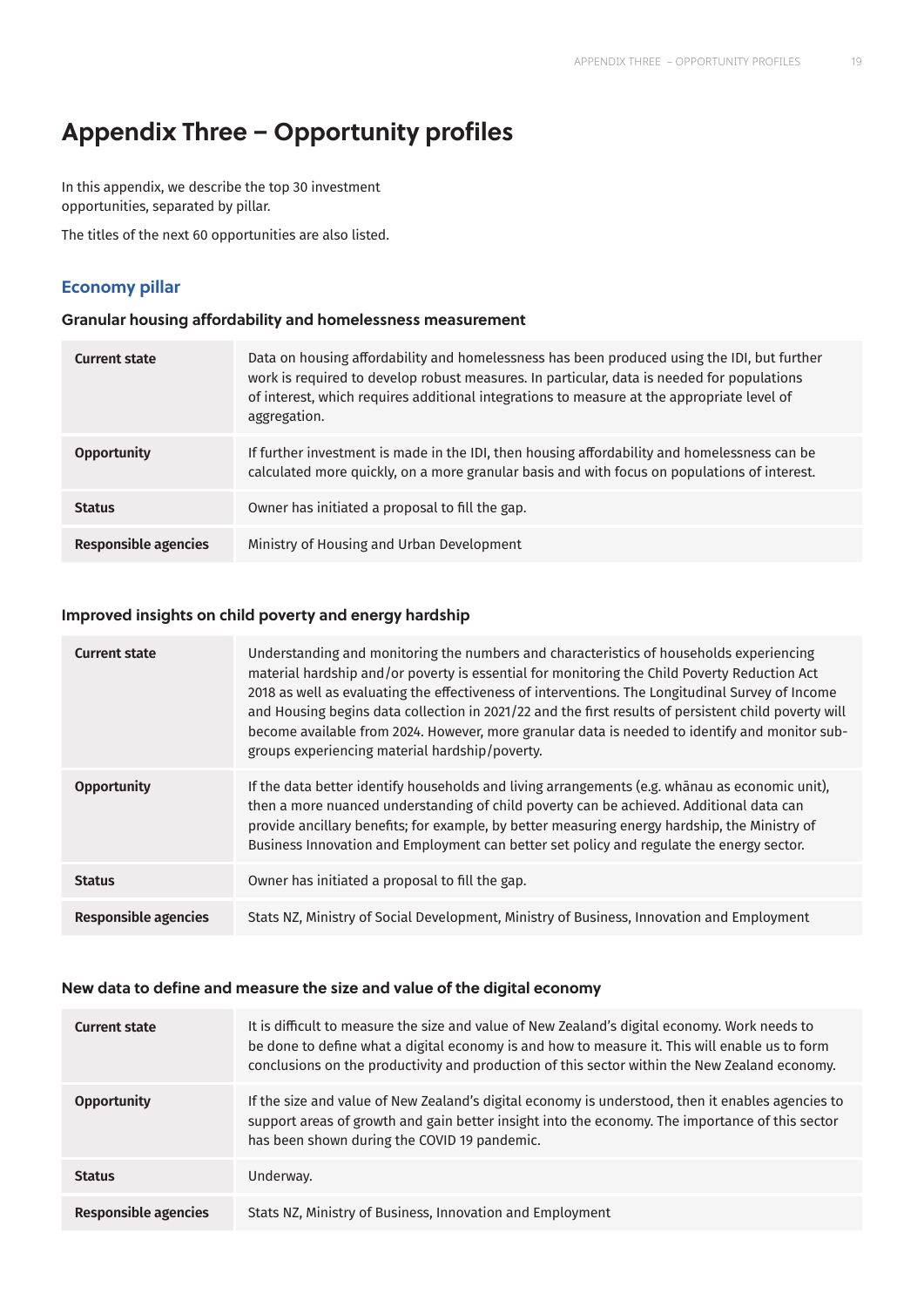# Appendix Three – Opportunity profiles

In this appendix, we describe the top 30 investment opportunities, separated by pillar.

The titles of the next 60 opportunities are also listed.

## Economy pillar

### Granular housing affordability and homelessness measurement

| | |
|---|---|
| **Current state** | Data on housing affordability and homelessness has been produced using the IDI, but further work is required to develop robust measures. In particular, data is needed for populations of interest, which requires additional integrations to measure at the appropriate level of aggregation. |
| **Opportunity** | If further investment is made in the IDI, then housing affordability and homelessness can be calculated more quickly, on a more granular basis and with focus on populations of interest. |
| **Status** | Owner has initiated a proposal to fill the gap. |
| **Responsible agencies** | Ministry of Housing and Urban Development |

### Improved insights on child poverty and energy hardship

| | |
|---|---|
| **Current state** | Understanding and monitoring the numbers and characteristics of households experiencing material hardship and/or poverty is essential for monitoring the Child Poverty Reduction Act 2018 as well as evaluating the effectiveness of interventions. The Longitudinal Survey of Income and Housing begins data collection in 2021/22 and the first results of persistent child poverty will become available from 2024. However, more granular data is needed to identify and monitor sub-groups experiencing material hardship/poverty. |
| **Opportunity** | If the data better identify households and living arrangements (e.g. whānau as economic unit), then a more nuanced understanding of child poverty can be achieved. Additional data can provide ancillary benefits; for example, by better measuring energy hardship, the Ministry of Business Innovation and Employment can better set policy and regulate the energy sector. |
| **Status** | Owner has initiated a proposal to fill the gap. |
| **Responsible agencies** | Stats NZ, Ministry of Social Development, Ministry of Business, Innovation and Employment |

### New data to define and measure the size and value of the digital economy

| | |
|---|---|
| **Current state** | It is difficult to measure the size and value of New Zealand's digital economy. Work needs to be done to define what a digital economy is and how to measure it. This will enable us to form conclusions on the productivity and production of this sector within the New Zealand economy. |
| **Opportunity** | If the size and value of New Zealand's digital economy is understood, then it enables agencies to support areas of growth and gain better insight into the economy. The importance of this sector has been shown during the COVID 19 pandemic. |
| **Status** | Underway. |
| **Responsible agencies** | Stats NZ, Ministry of Business, Innovation and Employment |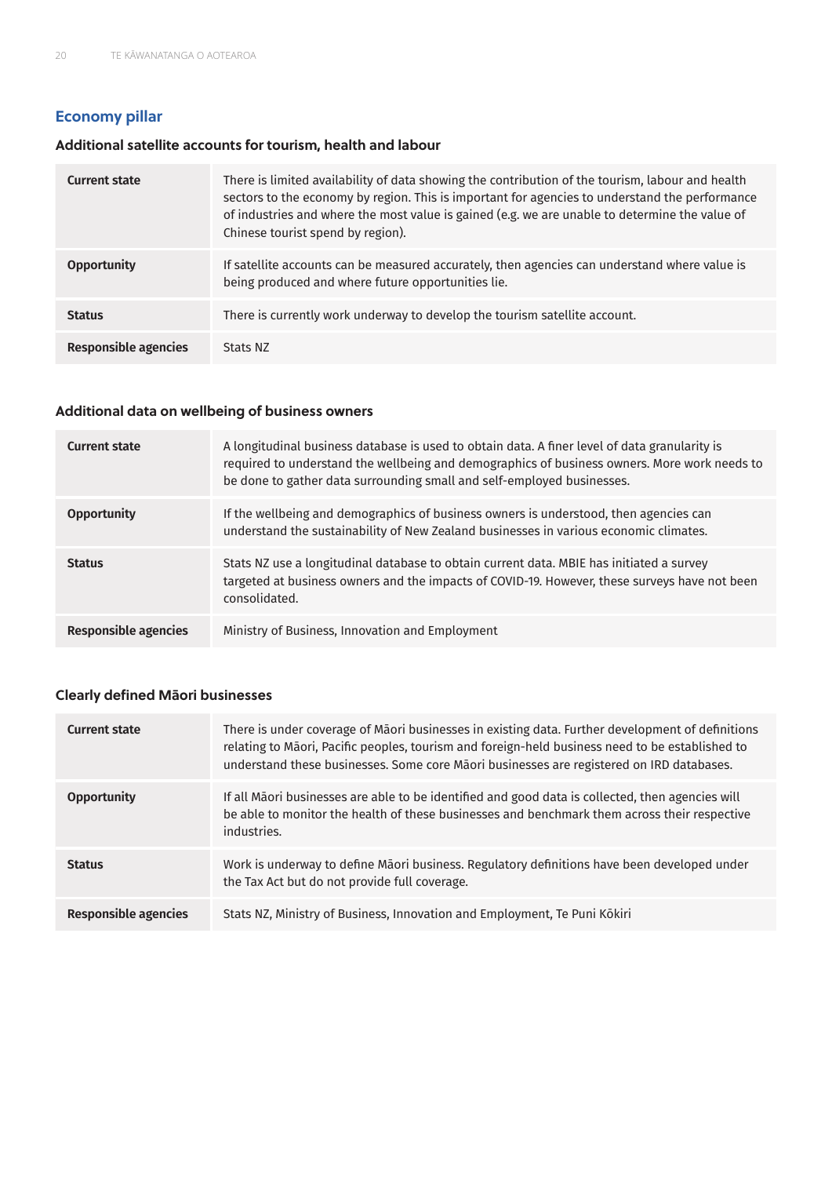## Economy pillar

### Additional satellite accounts for tourism, health and labour

| | |
|---|---|
| **Current state** | There is limited availability of data showing the contribution of the tourism, labour and health sectors to the economy by region. This is important for agencies to understand the performance of industries and where the most value is gained (e.g. we are unable to determine the value of Chinese tourist spend by region). |
| **Opportunity** | If satellite accounts can be measured accurately, then agencies can understand where value is being produced and where future opportunities lie. |
| **Status** | There is currently work underway to develop the tourism satellite account. |
| **Responsible agencies** | Stats NZ |

### Additional data on wellbeing of business owners

| | |
|---|---|
| **Current state** | A longitudinal business database is used to obtain data. A finer level of data granularity is required to understand the wellbeing and demographics of business owners. More work needs to be done to gather data surrounding small and self-employed businesses. |
| **Opportunity** | If the wellbeing and demographics of business owners is understood, then agencies can understand the sustainability of New Zealand businesses in various economic climates. |
| **Status** | Stats NZ use a longitudinal database to obtain current data. MBIE has initiated a survey targeted at business owners and the impacts of COVID-19. However, these surveys have not been consolidated. |
| **Responsible agencies** | Ministry of Business, Innovation and Employment |

### Clearly defined Māori businesses

| | |
|---|---|
| **Current state** | There is under coverage of Māori businesses in existing data. Further development of definitions relating to Māori, Pacific peoples, tourism and foreign-held business need to be established to understand these businesses. Some core Māori businesses are registered on IRD databases. |
| **Opportunity** | If all Māori businesses are able to be identified and good data is collected, then agencies will be able to monitor the health of these businesses and benchmark them across their respective industries. |
| **Status** | Work is underway to define Māori business. Regulatory definitions have been developed under the Tax Act but do not provide full coverage. |
| **Responsible agencies** | Stats NZ, Ministry of Business, Innovation and Employment, Te Puni Kōkiri |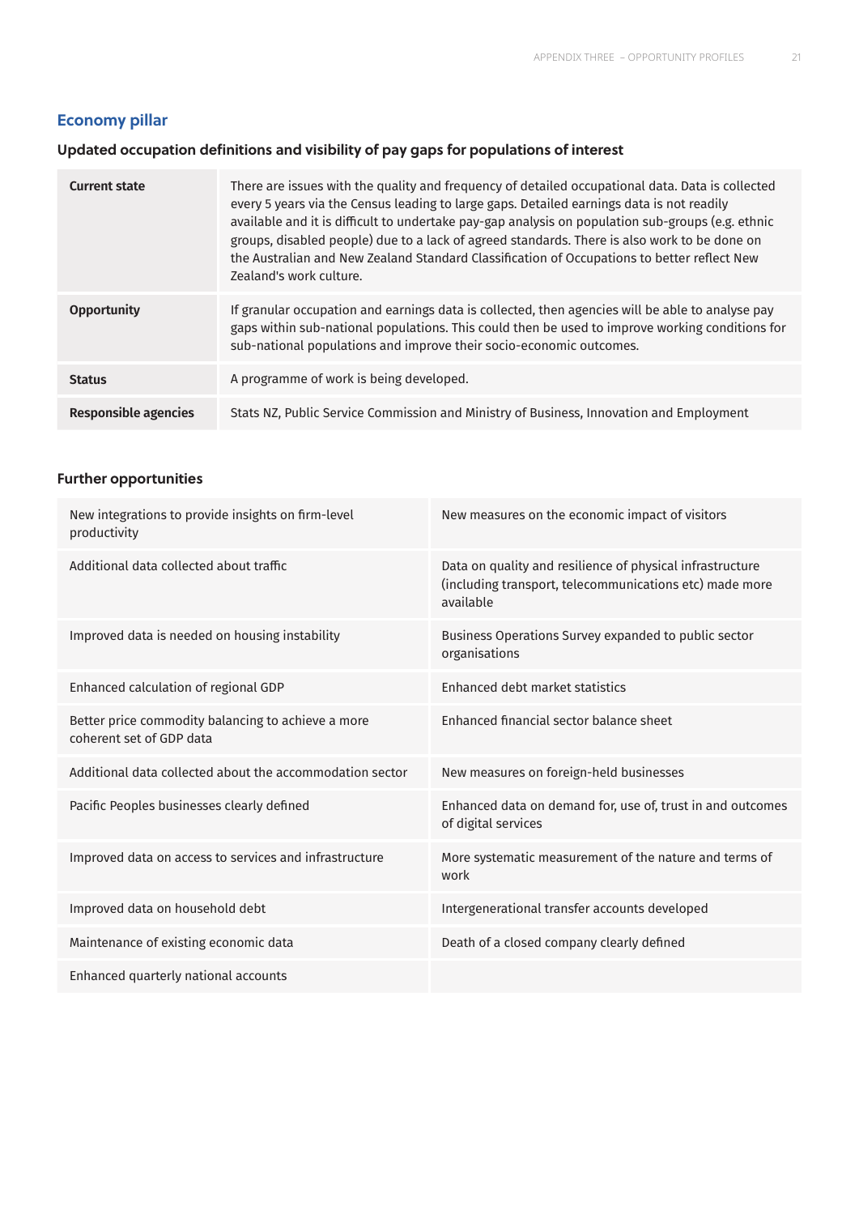## Economy pillar

### Updated occupation definitions and visibility of pay gaps for populations of interest

| | |
|---|---|
| **Current state** | There are issues with the quality and frequency of detailed occupational data. Data is collected every 5 years via the Census leading to large gaps. Detailed earnings data is not readily available and it is difficult to undertake pay-gap analysis on population sub-groups (e.g. ethnic groups, disabled people) due to a lack of agreed standards. There is also work to be done on the Australian and New Zealand Standard Classification of Occupations to better reflect New Zealand's work culture. |
| **Opportunity** | If granular occupation and earnings data is collected, then agencies will be able to analyse pay gaps within sub-national populations. This could then be used to improve working conditions for sub-national populations and improve their socio-economic outcomes. |
| **Status** | A programme of work is being developed. |
| **Responsible agencies** | Stats NZ, Public Service Commission and Ministry of Business, Innovation and Employment |

### Further opportunities

| | |
|---|---|
| New integrations to provide insights on firm-level productivity | New measures on the economic impact of visitors |
| Additional data collected about traffic | Data on quality and resilience of physical infrastructure (including transport, telecommunications etc) made more available |
| Improved data is needed on housing instability | Business Operations Survey expanded to public sector organisations |
| Enhanced calculation of regional GDP | Enhanced debt market statistics |
| Better price commodity balancing to achieve a more coherent set of GDP data | Enhanced financial sector balance sheet |
| Additional data collected about the accommodation sector | New measures on foreign-held businesses |
| Pacific Peoples businesses clearly defined | Enhanced data on demand for, use of, trust in and outcomes of digital services |
| Improved data on access to services and infrastructure | More systematic measurement of the nature and terms of work |
| Improved data on household debt | Intergenerational transfer accounts developed |
| Maintenance of existing economic data | Death of a closed company clearly defined |
| Enhanced quarterly national accounts | |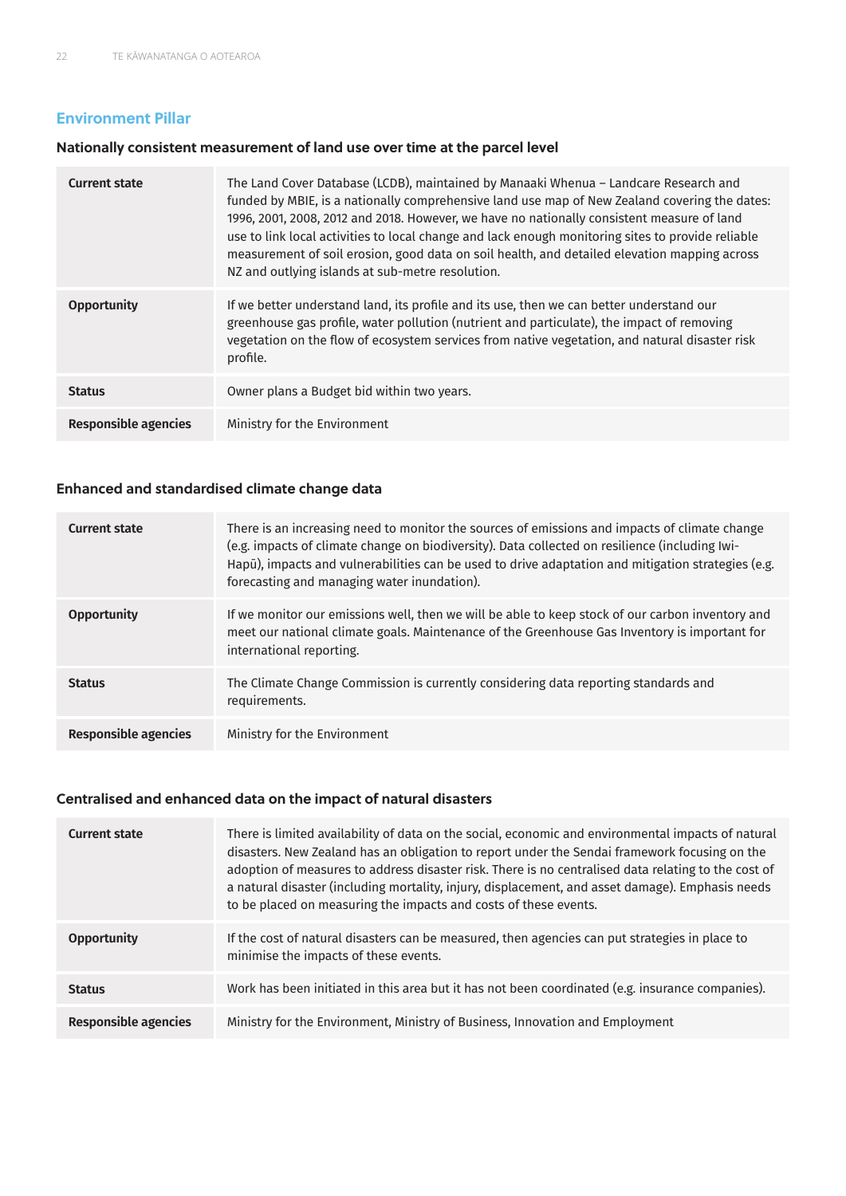## Environment Pillar

### Nationally consistent measurement of land use over time at the parcel level

| | |
|---|---|
| **Current state** | The Land Cover Database (LCDB), maintained by Manaaki Whenua – Landcare Research and funded by MBIE, is a nationally comprehensive land use map of New Zealand covering the dates: 1996, 2001, 2008, 2012 and 2018. However, we have no nationally consistent measure of land use to link local activities to local change and lack enough monitoring sites to provide reliable measurement of soil erosion, good data on soil health, and detailed elevation mapping across NZ and outlying islands at sub-metre resolution. |
| **Opportunity** | If we better understand land, its profile and its use, then we can better understand our greenhouse gas profile, water pollution (nutrient and particulate), the impact of removing vegetation on the flow of ecosystem services from native vegetation, and natural disaster risk profile. |
| **Status** | Owner plans a Budget bid within two years. |
| **Responsible agencies** | Ministry for the Environment |

### Enhanced and standardised climate change data

| | |
|---|---|
| **Current state** | There is an increasing need to monitor the sources of emissions and impacts of climate change (e.g. impacts of climate change on biodiversity). Data collected on resilience (including Iwi-Hapū), impacts and vulnerabilities can be used to drive adaptation and mitigation strategies (e.g. forecasting and managing water inundation). |
| **Opportunity** | If we monitor our emissions well, then we will be able to keep stock of our carbon inventory and meet our national climate goals. Maintenance of the Greenhouse Gas Inventory is important for international reporting. |
| **Status** | The Climate Change Commission is currently considering data reporting standards and requirements. |
| **Responsible agencies** | Ministry for the Environment |

### Centralised and enhanced data on the impact of natural disasters

| | |
|---|---|
| **Current state** | There is limited availability of data on the social, economic and environmental impacts of natural disasters. New Zealand has an obligation to report under the Sendai framework focusing on the adoption of measures to address disaster risk. There is no centralised data relating to the cost of a natural disaster (including mortality, injury, displacement, and asset damage). Emphasis needs to be placed on measuring the impacts and costs of these events. |
| **Opportunity** | If the cost of natural disasters can be measured, then agencies can put strategies in place to minimise the impacts of these events. |
| **Status** | Work has been initiated in this area but it has not been coordinated (e.g. insurance companies). |
| **Responsible agencies** | Ministry for the Environment, Ministry of Business, Innovation and Employment |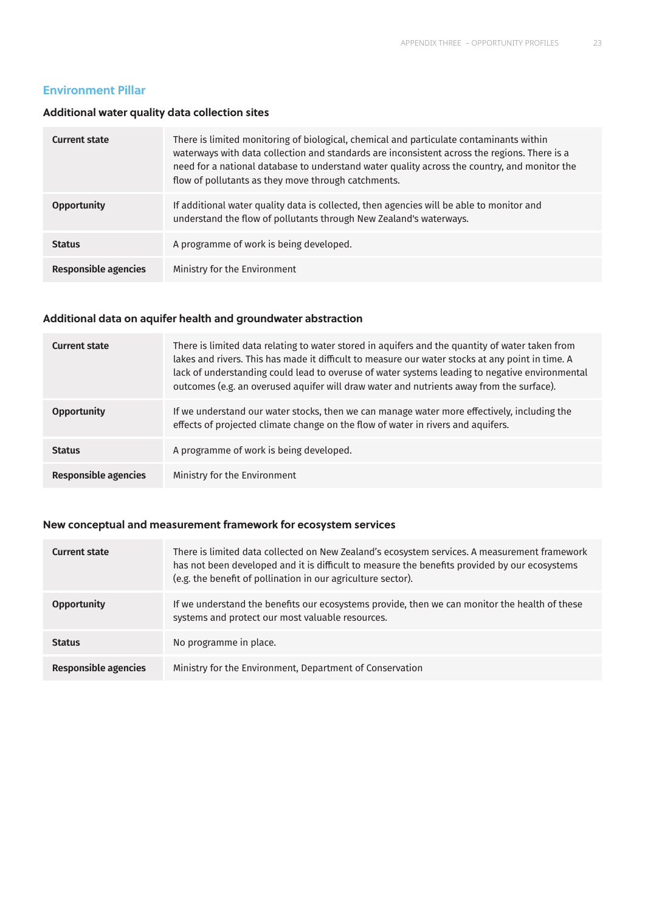## Environment Pillar

### Additional water quality data collection sites

| | |
|---|---|
| **Current state** | There is limited monitoring of biological, chemical and particulate contaminants within waterways with data collection and standards are inconsistent across the regions. There is a need for a national database to understand water quality across the country, and monitor the flow of pollutants as they move through catchments. |
| **Opportunity** | If additional water quality data is collected, then agencies will be able to monitor and understand the flow of pollutants through New Zealand's waterways. |
| **Status** | A programme of work is being developed. |
| **Responsible agencies** | Ministry for the Environment |

### Additional data on aquifer health and groundwater abstraction

| | |
|---|---|
| **Current state** | There is limited data relating to water stored in aquifers and the quantity of water taken from lakes and rivers. This has made it difficult to measure our water stocks at any point in time. A lack of understanding could lead to overuse of water systems leading to negative environmental outcomes (e.g. an overused aquifer will draw water and nutrients away from the surface). |
| **Opportunity** | If we understand our water stocks, then we can manage water more effectively, including the effects of projected climate change on the flow of water in rivers and aquifers. |
| **Status** | A programme of work is being developed. |
| **Responsible agencies** | Ministry for the Environment |

### New conceptual and measurement framework for ecosystem services

| | |
|---|---|
| **Current state** | There is limited data collected on New Zealand's ecosystem services. A measurement framework has not been developed and it is difficult to measure the benefits provided by our ecosystems (e.g. the benefit of pollination in our agriculture sector). |
| **Opportunity** | If we understand the benefits our ecosystems provide, then we can monitor the health of these systems and protect our most valuable resources. |
| **Status** | No programme in place. |
| **Responsible agencies** | Ministry for the Environment, Department of Conservation |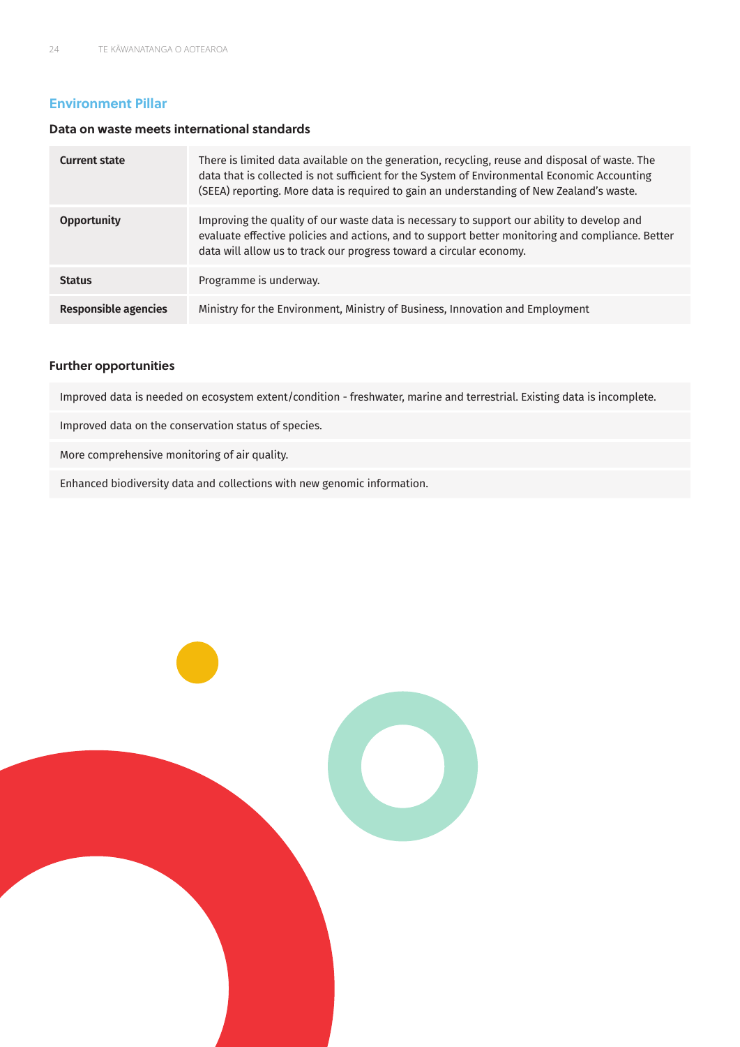## Environment Pillar

### Data on waste meets international standards

| | |
|---|---|
| **Current state** | There is limited data available on the generation, recycling, reuse and disposal of waste. The data that is collected is not sufficient for the System of Environmental Economic Accounting (SEEA) reporting. More data is required to gain an understanding of New Zealand's waste. |
| **Opportunity** | Improving the quality of our waste data is necessary to support our ability to develop and evaluate effective policies and actions, and to support better monitoring and compliance. Better data will allow us to track our progress toward a circular economy. |
| **Status** | Programme is underway. |
| **Responsible agencies** | Ministry for the Environment, Ministry of Business, Innovation and Employment |

### Further opportunities

- Improved data is needed on ecosystem extent/condition - freshwater, marine and terrestrial. Existing data is incomplete.
- Improved data on the conservation status of species.
- More comprehensive monitoring of air quality.
- Enhanced biodiversity data and collections with new genomic information.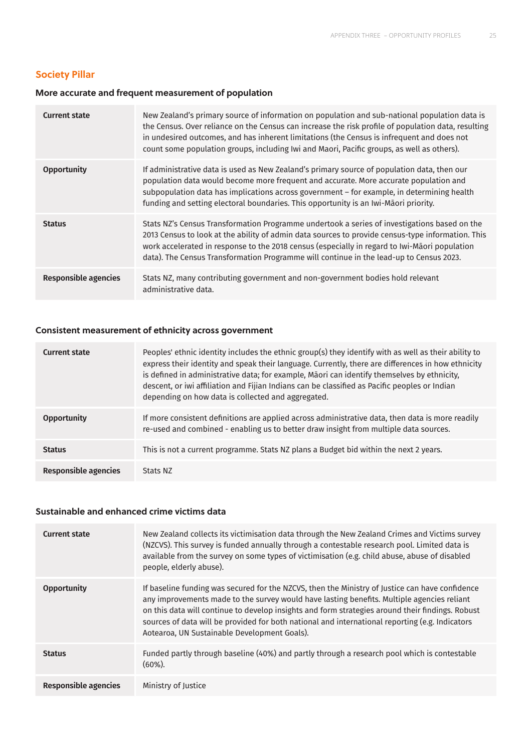## Society Pillar

### More accurate and frequent measurement of population

| | |
|---|---|
| **Current state** | New Zealand's primary source of information on population and sub-national population data is the Census. Over reliance on the Census can increase the risk profile of population data, resulting in undesired outcomes, and has inherent limitations (the Census is infrequent and does not count some population groups, including Iwi and Maori, Pacific groups, as well as others). |
| **Opportunity** | If administrative data is used as New Zealand's primary source of population data, then our population data would become more frequent and accurate. More accurate population and subpopulation data has implications across government – for example, in determining health funding and setting electoral boundaries. This opportunity is an Iwi-Māori priority. |
| **Status** | Stats NZ's Census Transformation Programme undertook a series of investigations based on the 2013 Census to look at the ability of admin data sources to provide census-type information. This work accelerated in response to the 2018 census (especially in regard to Iwi-Māori population data). The Census Transformation Programme will continue in the lead-up to Census 2023. |
| **Responsible agencies** | Stats NZ, many contributing government and non-government bodies hold relevant administrative data. |

### Consistent measurement of ethnicity across government

| | |
|---|---|
| **Current state** | Peoples' ethnic identity includes the ethnic group(s) they identify with as well as their ability to express their identity and speak their language. Currently, there are differences in how ethnicity is defined in administrative data; for example, Māori can identify themselves by ethnicity, descent, or iwi affiliation and Fijian Indians can be classified as Pacific peoples or Indian depending on how data is collected and aggregated. |
| **Opportunity** | If more consistent definitions are applied across administrative data, then data is more readily re-used and combined - enabling us to better draw insight from multiple data sources. |
| **Status** | This is not a current programme. Stats NZ plans a Budget bid within the next 2 years. |
| **Responsible agencies** | Stats NZ |

### Sustainable and enhanced crime victims data

| | |
|---|---|
| **Current state** | New Zealand collects its victimisation data through the New Zealand Crimes and Victims survey (NZCVS). This survey is funded annually through a contestable research pool. Limited data is available from the survey on some types of victimisation (e.g. child abuse, abuse of disabled people, elderly abuse). |
| **Opportunity** | If baseline funding was secured for the NZCVS, then the Ministry of Justice can have confidence any improvements made to the survey would have lasting benefits. Multiple agencies reliant on this data will continue to develop insights and form strategies around their findings. Robust sources of data will be provided for both national and international reporting (e.g. Indicators Aotearoa, UN Sustainable Development Goals). |
| **Status** | Funded partly through baseline (40%) and partly through a research pool which is contestable (60%). |
| **Responsible agencies** | Ministry of Justice |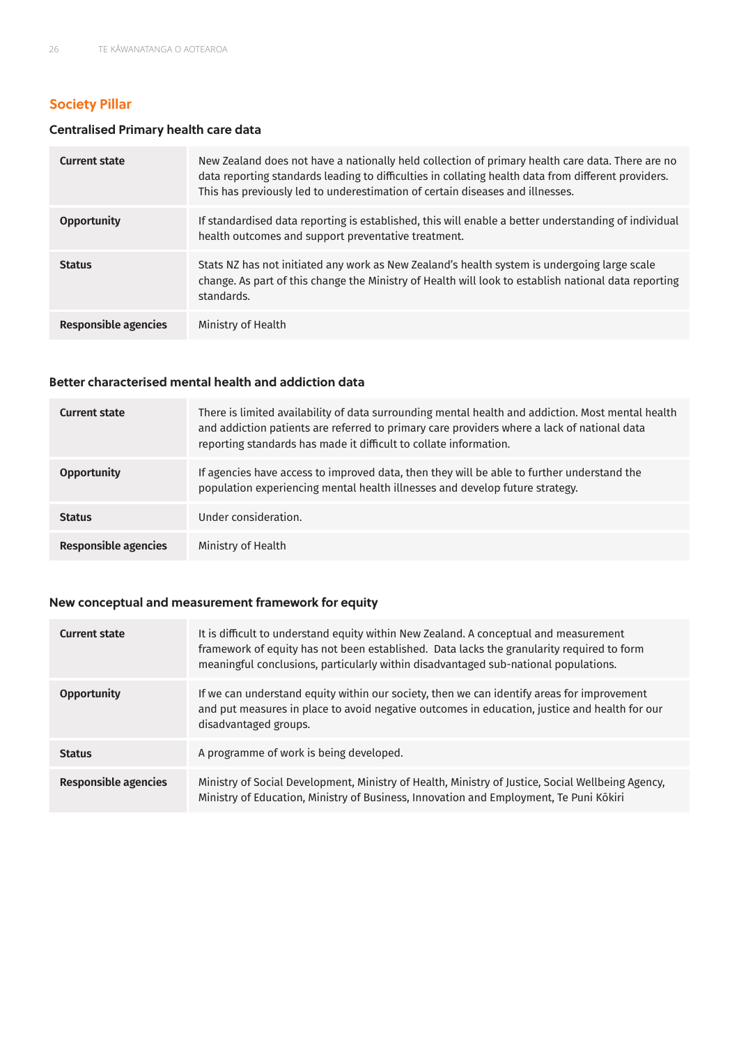## Society Pillar

### Centralised Primary health care data

| | |
|---|---|
| **Current state** | New Zealand does not have a nationally held collection of primary health care data. There are no data reporting standards leading to difficulties in collating health data from different providers. This has previously led to underestimation of certain diseases and illnesses. |
| **Opportunity** | If standardised data reporting is established, this will enable a better understanding of individual health outcomes and support preventative treatment. |
| **Status** | Stats NZ has not initiated any work as New Zealand's health system is undergoing large scale change. As part of this change the Ministry of Health will look to establish national data reporting standards. |
| **Responsible agencies** | Ministry of Health |

### Better characterised mental health and addiction data

| | |
|---|---|
| **Current state** | There is limited availability of data surrounding mental health and addiction. Most mental health and addiction patients are referred to primary care providers where a lack of national data reporting standards has made it difficult to collate information. |
| **Opportunity** | If agencies have access to improved data, then they will be able to further understand the population experiencing mental health illnesses and develop future strategy. |
| **Status** | Under consideration. |
| **Responsible agencies** | Ministry of Health |

### New conceptual and measurement framework for equity

| | |
|---|---|
| **Current state** | It is difficult to understand equity within New Zealand. A conceptual and measurement framework of equity has not been established. Data lacks the granularity required to form meaningful conclusions, particularly within disadvantaged sub-national populations. |
| **Opportunity** | If we can understand equity within our society, then we can identify areas for improvement and put measures in place to avoid negative outcomes in education, justice and health for our disadvantaged groups. |
| **Status** | A programme of work is being developed. |
| **Responsible agencies** | Ministry of Social Development, Ministry of Health, Ministry of Justice, Social Wellbeing Agency, Ministry of Education, Ministry of Business, Innovation and Employment, Te Puni Kōkiri |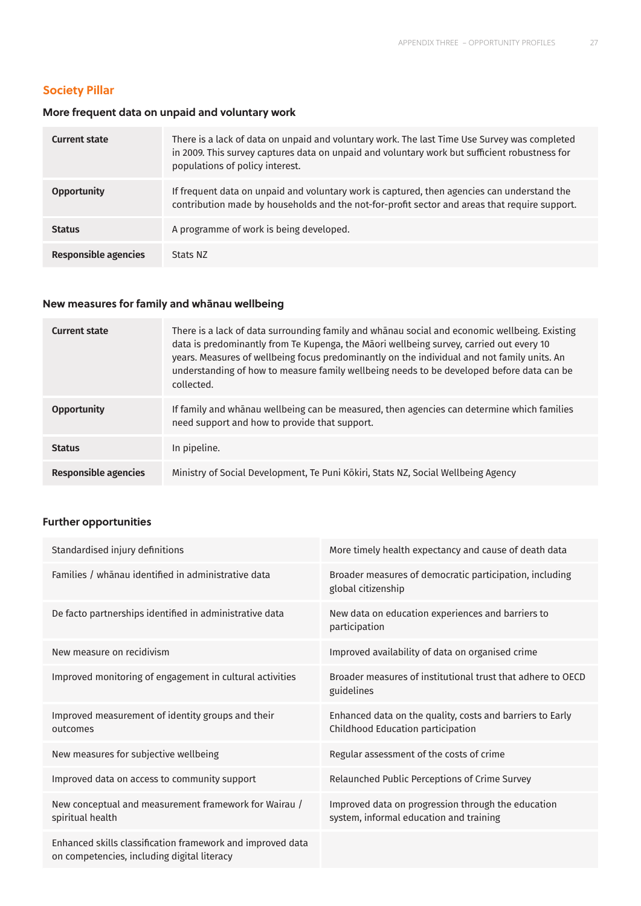## Society Pillar

### More frequent data on unpaid and voluntary work

| | |
|---|---|
| **Current state** | There is a lack of data on unpaid and voluntary work. The last Time Use Survey was completed in 2009. This survey captures data on unpaid and voluntary work but sufficient robustness for populations of policy interest. |
| **Opportunity** | If frequent data on unpaid and voluntary work is captured, then agencies can understand the contribution made by households and the not-for-profit sector and areas that require support. |
| **Status** | A programme of work is being developed. |
| **Responsible agencies** | Stats NZ |

### New measures for family and whānau wellbeing

| | |
|---|---|
| **Current state** | There is a lack of data surrounding family and whānau social and economic wellbeing. Existing data is predominantly from Te Kupenga, the Māori wellbeing survey, carried out every 10 years. Measures of wellbeing focus predominantly on the individual and not family units. An understanding of how to measure family wellbeing needs to be developed before data can be collected. |
| **Opportunity** | If family and whānau wellbeing can be measured, then agencies can determine which families need support and how to provide that support. |
| **Status** | In pipeline. |
| **Responsible agencies** | Ministry of Social Development, Te Puni Kōkiri, Stats NZ, Social Wellbeing Agency |

### Further opportunities

| | |
|---|---|
| Standardised injury definitions | More timely health expectancy and cause of death data |
| Families / whānau identified in administrative data | Broader measures of democratic participation, including global citizenship |
| De facto partnerships identified in administrative data | New data on education experiences and barriers to participation |
| New measure on recidivism | Improved availability of data on organised crime |
| Improved monitoring of engagement in cultural activities | Broader measures of institutional trust that adhere to OECD guidelines |
| Improved measurement of identity groups and their outcomes | Enhanced data on the quality, costs and barriers to Early Childhood Education participation |
| New measures for subjective wellbeing | Regular assessment of the costs of crime |
| Improved data on access to community support | Relaunched Public Perceptions of Crime Survey |
| New conceptual and measurement framework for Wairau / spiritual health | Improved data on progression through the education system, informal education and training |
| Enhanced skills classification framework and improved data on competencies, including digital literacy | |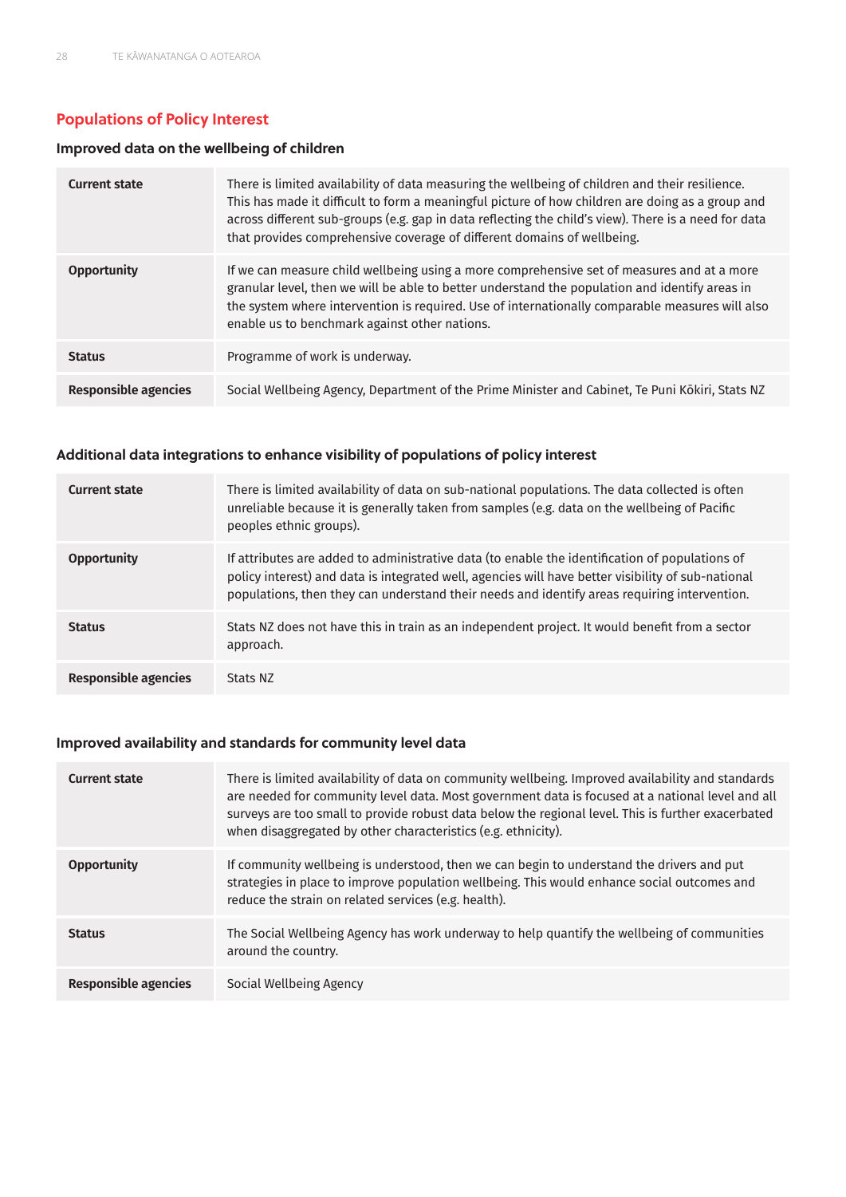## Populations of Policy Interest

### Improved data on the wellbeing of children

| | |
|---|---|
| **Current state** | There is limited availability of data measuring the wellbeing of children and their resilience. This has made it difficult to form a meaningful picture of how children are doing as a group and across different sub-groups (e.g. gap in data reflecting the child's view). There is a need for data that provides comprehensive coverage of different domains of wellbeing. |
| **Opportunity** | If we can measure child wellbeing using a more comprehensive set of measures and at a more granular level, then we will be able to better understand the population and identify areas in the system where intervention is required. Use of internationally comparable measures will also enable us to benchmark against other nations. |
| **Status** | Programme of work is underway. |
| **Responsible agencies** | Social Wellbeing Agency, Department of the Prime Minister and Cabinet, Te Puni Kōkiri, Stats NZ |

### Additional data integrations to enhance visibility of populations of policy interest

| | |
|---|---|
| **Current state** | There is limited availability of data on sub-national populations. The data collected is often unreliable because it is generally taken from samples (e.g. data on the wellbeing of Pacific peoples ethnic groups). |
| **Opportunity** | If attributes are added to administrative data (to enable the identification of populations of policy interest) and data is integrated well, agencies will have better visibility of sub-national populations, then they can understand their needs and identify areas requiring intervention. |
| **Status** | Stats NZ does not have this in train as an independent project. It would benefit from a sector approach. |
| **Responsible agencies** | Stats NZ |

### Improved availability and standards for community level data

| | |
|---|---|
| **Current state** | There is limited availability of data on community wellbeing. Improved availability and standards are needed for community level data. Most government data is focused at a national level and all surveys are too small to provide robust data below the regional level. This is further exacerbated when disaggregated by other characteristics (e.g. ethnicity). |
| **Opportunity** | If community wellbeing is understood, then we can begin to understand the drivers and put strategies in place to improve population wellbeing. This would enhance social outcomes and reduce the strain on related services (e.g. health). |
| **Status** | The Social Wellbeing Agency has work underway to help quantify the wellbeing of communities around the country. |
| **Responsible agencies** | Social Wellbeing Agency |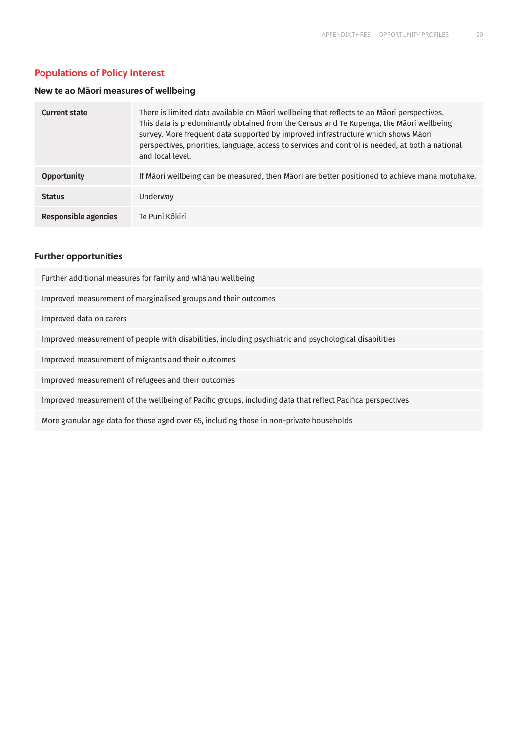## Populations of Policy Interest

### New te ao Māori measures of wellbeing

| | |
|---|---|
| **Current state** | There is limited data available on Māori wellbeing that reflects te ao Māori perspectives. This data is predominantly obtained from the Census and Te Kupenga, the Māori wellbeing survey. More frequent data supported by improved infrastructure which shows Māori perspectives, priorities, language, access to services and control is needed, at both a national and local level. |
| **Opportunity** | If Māori wellbeing can be measured, then Māori are better positioned to achieve mana motuhake. |
| **Status** | Underway |
| **Responsible agencies** | Te Puni Kōkiri |

### Further opportunities

| |
|---|
| Further additional measures for family and whānau wellbeing |
| Improved measurement of marginalised groups and their outcomes |
| Improved data on carers |
| Improved measurement of people with disabilities, including psychiatric and psychological disabilities |
| Improved measurement of migrants and their outcomes |
| Improved measurement of refugees and their outcomes |
| Improved measurement of the wellbeing of Pacific groups, including data that reflect Pacifica perspectives |
| More granular age data for those aged over 65, including those in non-private households |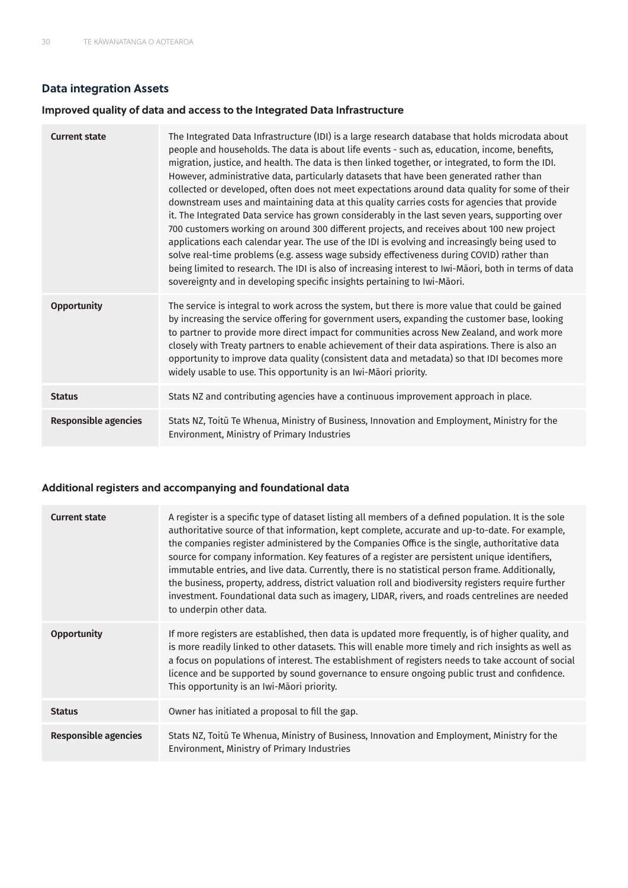## Data integration Assets

### Improved quality of data and access to the Integrated Data Infrastructure

| | |
|---|---|
| **Current state** | The Integrated Data Infrastructure (IDI) is a large research database that holds microdata about people and households. The data is about life events - such as, education, income, benefits, migration, justice, and health. The data is then linked together, or integrated, to form the IDI. However, administrative data, particularly datasets that have been generated rather than collected or developed, often does not meet expectations around data quality for some of their downstream uses and maintaining data at this quality carries costs for agencies that provide it. The Integrated Data service has grown considerably in the last seven years, supporting over 700 customers working on around 300 different projects, and receives about 100 new project applications each calendar year. The use of the IDI is evolving and increasingly being used to solve real-time problems (e.g. assess wage subsidy effectiveness during COVID) rather than being limited to research. The IDI is also of increasing interest to Iwi-Māori, both in terms of data sovereignty and in developing specific insights pertaining to Iwi-Māori. |
| **Opportunity** | The service is integral to work across the system, but there is more value that could be gained by increasing the service offering for government users, expanding the customer base, looking to partner to provide more direct impact for communities across New Zealand, and work more closely with Treaty partners to enable achievement of their data aspirations. There is also an opportunity to improve data quality (consistent data and metadata) so that IDI becomes more widely usable to use. This opportunity is an Iwi-Māori priority. |
| **Status** | Stats NZ and contributing agencies have a continuous improvement approach in place. |
| **Responsible agencies** | Stats NZ, Toitū Te Whenua, Ministry of Business, Innovation and Employment, Ministry for the Environment, Ministry of Primary Industries |

### Additional registers and accompanying and foundational data

| | |
|---|---|
| **Current state** | A register is a specific type of dataset listing all members of a defined population. It is the sole authoritative source of that information, kept complete, accurate and up-to-date. For example, the companies register administered by the Companies Office is the single, authoritative data source for company information. Key features of a register are persistent unique identifiers, immutable entries, and live data. Currently, there is no statistical person frame. Additionally, the business, property, address, district valuation roll and biodiversity registers require further investment. Foundational data such as imagery, LIDAR, rivers, and roads centrelines are needed to underpin other data. |
| **Opportunity** | If more registers are established, then data is updated more frequently, is of higher quality, and is more readily linked to other datasets. This will enable more timely and rich insights as well as a focus on populations of interest. The establishment of registers needs to take account of social licence and be supported by sound governance to ensure ongoing public trust and confidence. This opportunity is an Iwi-Māori priority. |
| **Status** | Owner has initiated a proposal to fill the gap. |
| **Responsible agencies** | Stats NZ, Toitū Te Whenua, Ministry of Business, Innovation and Employment, Ministry for the Environment, Ministry of Primary Industries |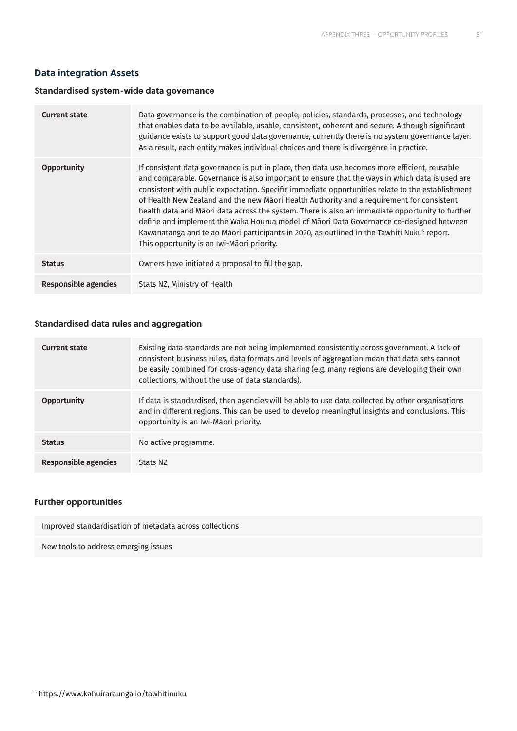## Data integration Assets

### Standardised system-wide data governance

| | |
|---|---|
| **Current state** | Data governance is the combination of people, policies, standards, processes, and technology that enables data to be available, usable, consistent, coherent and secure. Although significant guidance exists to support good data governance, currently there is no system governance layer. As a result, each entity makes individual choices and there is divergence in practice. |
| **Opportunity** | If consistent data governance is put in place, then data use becomes more efficient, reusable and comparable. Governance is also important to ensure that the ways in which data is used are consistent with public expectation. Specific immediate opportunities relate to the establishment of Health New Zealand and the new Māori Health Authority and a requirement for consistent health data and Māori data across the system. There is also an immediate opportunity to further define and implement the Waka Hourua model of Māori Data Governance co-designed between Kawanatanga and te ao Māori participants in 2020, as outlined in the Tawhiti Nuku[5] report. This opportunity is an Iwi-Māori priority. |
| **Status** | Owners have initiated a proposal to fill the gap. |
| **Responsible agencies** | Stats NZ, Ministry of Health |

### Standardised data rules and aggregation

| | |
|---|---|
| **Current state** | Existing data standards are not being implemented consistently across government. A lack of consistent business rules, data formats and levels of aggregation mean that data sets cannot be easily combined for cross-agency data sharing (e.g. many regions are developing their own collections, without the use of data standards). |
| **Opportunity** | If data is standardised, then agencies will be able to use data collected by other organisations and in different regions. This can be used to develop meaningful insights and conclusions. This opportunity is an Iwi-Māori priority. |
| **Status** | No active programme. |
| **Responsible agencies** | Stats NZ |

### Further opportunities

| |
|---|
| Improved standardisation of metadata across collections |
| New tools to address emerging issues |

[5] https://www.kahuiraraunga.io/tawhitinuku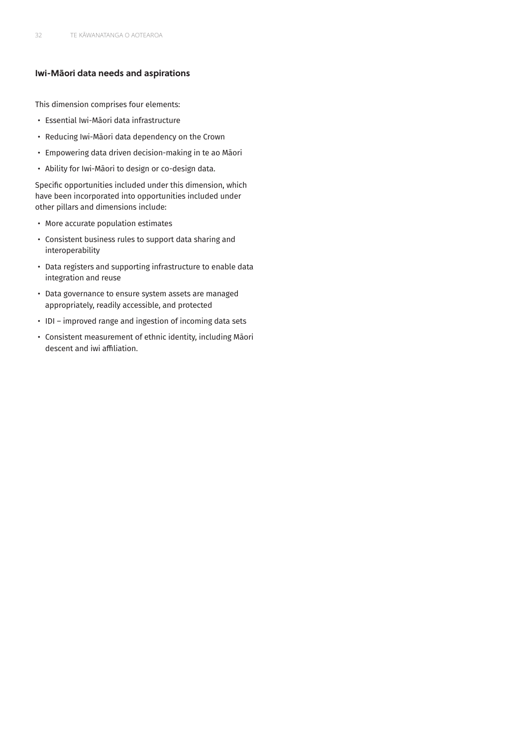### Iwi-Māori data needs and aspirations

This dimension comprises four elements:

- Essential Iwi-Māori data infrastructure
- Reducing Iwi-Māori data dependency on the Crown
- Empowering data driven decision-making in te ao Māori
- Ability for Iwi-Māori to design or co-design data.

Specific opportunities included under this dimension, which have been incorporated into opportunities included under other pillars and dimensions include:

- More accurate population estimates
- Consistent business rules to support data sharing and interoperability
- Data registers and supporting infrastructure to enable data integration and reuse
- Data governance to ensure system assets are managed appropriately, readily accessible, and protected
- IDI – improved range and ingestion of incoming data sets
- Consistent measurement of ethnic identity, including Māori descent and iwi affiliation.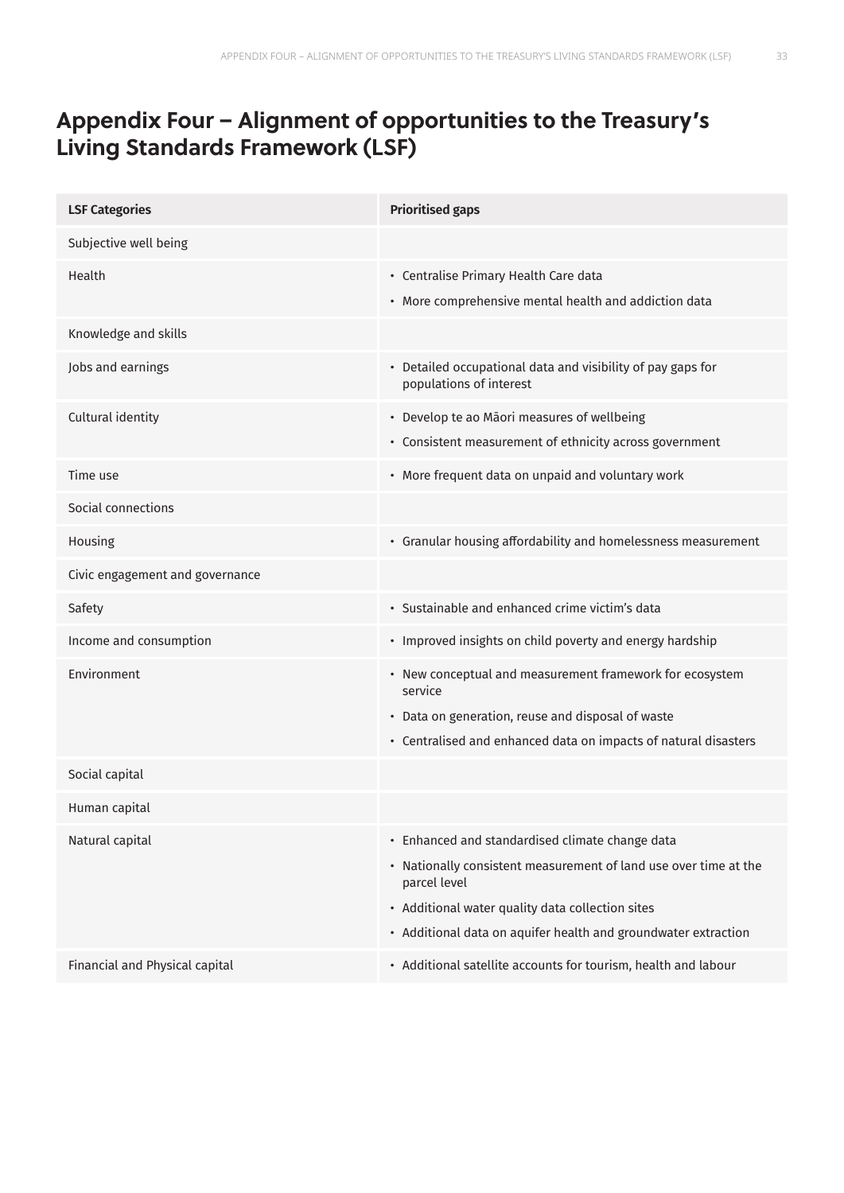# Appendix Four – Alignment of opportunities to the Treasury's Living Standards Framework (LSF)

| LSF Categories | Prioritised gaps |
| --- | --- |
| Subjective well being | |
| Health | • Centralise Primary Health Care data<br>• More comprehensive mental health and addiction data |
| Knowledge and skills | |
| Jobs and earnings | • Detailed occupational data and visibility of pay gaps for populations of interest |
| Cultural identity | • Develop te ao Māori measures of wellbeing<br>• Consistent measurement of ethnicity across government |
| Time use | • More frequent data on unpaid and voluntary work |
| Social connections | |
| Housing | • Granular housing affordability and homelessness measurement |
| Civic engagement and governance | |
| Safety | • Sustainable and enhanced crime victim's data |
| Income and consumption | • Improved insights on child poverty and energy hardship |
| Environment | • New conceptual and measurement framework for ecosystem service<br>• Data on generation, reuse and disposal of waste<br>• Centralised and enhanced data on impacts of natural disasters |
| Social capital | |
| Human capital | |
| Natural capital | • Enhanced and standardised climate change data<br>• Nationally consistent measurement of land use over time at the parcel level<br>• Additional water quality data collection sites<br>• Additional data on aquifer health and groundwater extraction |
| Financial and Physical capital | • Additional satellite accounts for tourism, health and labour |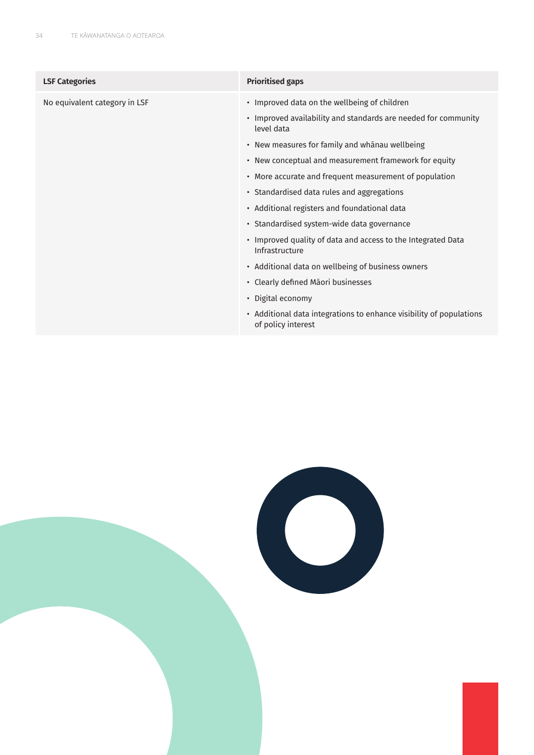| LSF Categories | Prioritised gaps |
|---|---|
| No equivalent category in LSF | • Improved data on the wellbeing of children<br>• Improved availability and standards are needed for community level data<br>• New measures for family and whānau wellbeing<br>• New conceptual and measurement framework for equity<br>• More accurate and frequent measurement of population<br>• Standardised data rules and aggregations<br>• Additional registers and foundational data<br>• Standardised system-wide data governance<br>• Improved quality of data and access to the Integrated Data Infrastructure<br>• Additional data on wellbeing of business owners<br>• Clearly defined Māori businesses<br>• Digital economy<br>• Additional data integrations to enhance visibility of populations of policy interest |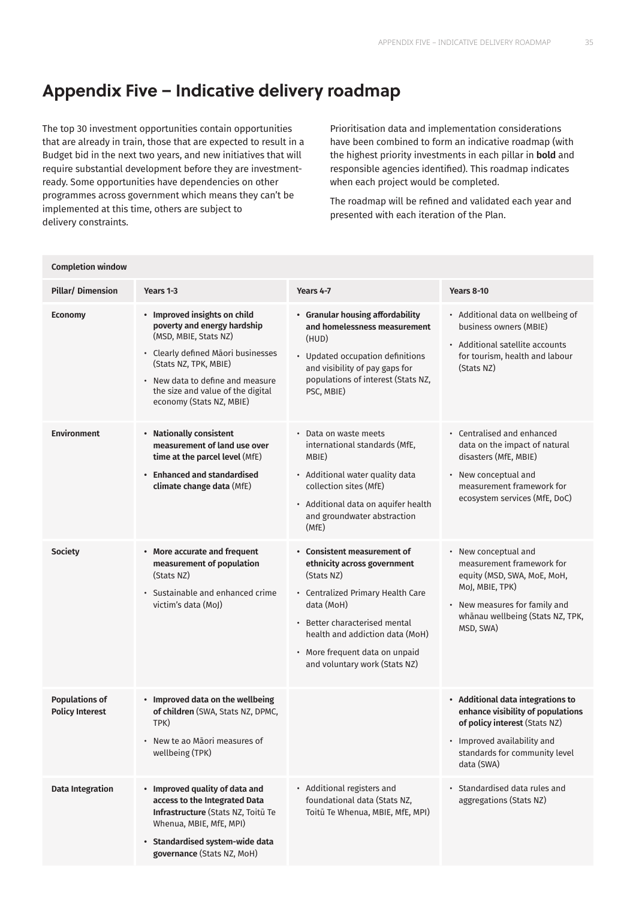# Appendix Five – Indicative delivery roadmap

The top 30 investment opportunities contain opportunities that are already in train, those that are expected to result in a Budget bid in the next two years, and new initiatives that will require substantial development before they are investment-ready. Some opportunities have dependencies on other programmes across government which means they can't be implemented at this time, others are subject to delivery constraints.

Prioritisation data and implementation considerations have been combined to form an indicative roadmap (with the highest priority investments in each pillar in **bold** and responsible agencies identified). This roadmap indicates when each project would be completed.

The roadmap will be refined and validated each year and presented with each iteration of the Plan.

| **Completion window** | | | |
|---|---|---|---|
| **Pillar/ Dimension** | **Years 1-3** | **Years 4-7** | **Years 8-10** |
| **Economy** | • **Improved insights on child poverty and energy hardship** (MSD, MBIE, Stats NZ)<br>• Clearly defined Māori businesses (Stats NZ, TPK, MBIE)<br>• New data to define and measure the size and value of the digital economy (Stats NZ, MBIE) | • **Granular housing affordability and homelessness measurement** (HUD)<br>• Updated occupation definitions and visibility of pay gaps for populations of interest (Stats NZ, PSC, MBIE) | • Additional data on wellbeing of business owners (MBIE)<br>• Additional satellite accounts for tourism, health and labour (Stats NZ) |
| **Environment** | • **Nationally consistent measurement of land use over time at the parcel level** (MfE)<br>• **Enhanced and standardised climate change data** (MfE) | • Data on waste meets international standards (MfE, MBIE)<br>• Additional water quality data collection sites (MfE)<br>• Additional data on aquifer health and groundwater abstraction (MfE) | • Centralised and enhanced data on the impact of natural disasters (MfE, MBIE)<br>• New conceptual and measurement framework for ecosystem services (MfE, DoC) |
| **Society** | • **More accurate and frequent measurement of population** (Stats NZ)<br>• Sustainable and enhanced crime victim's data (MoJ) | • **Consistent measurement of ethnicity across government** (Stats NZ)<br>• Centralized Primary Health Care data (MoH)<br>• Better characterised mental health and addiction data (MoH)<br>• More frequent data on unpaid and voluntary work (Stats NZ) | • New conceptual and measurement framework for equity (MSD, SWA, MoE, MoH, MoJ, MBIE, TPK)<br>• New measures for family and whānau wellbeing (Stats NZ, TPK, MSD, SWA) |
| **Populations of Policy Interest** | • **Improved data on the wellbeing of children** (SWA, Stats NZ, DPMC, TPK)<br>• New te ao Māori measures of wellbeing (TPK) | | • **Additional data integrations to enhance visibility of populations of policy interest** (Stats NZ)<br>• Improved availability and standards for community level data (SWA) |
| **Data Integration** | • **Improved quality of data and access to the Integrated Data Infrastructure** (Stats NZ, Toitū Te Whenua, MBIE, MfE, MPI)<br>• **Standardised system-wide data governance** (Stats NZ, MoH) | • Additional registers and foundational data (Stats NZ, Toitū Te Whenua, MBIE, MfE, MPI) | • Standardised data rules and aggregations (Stats NZ) |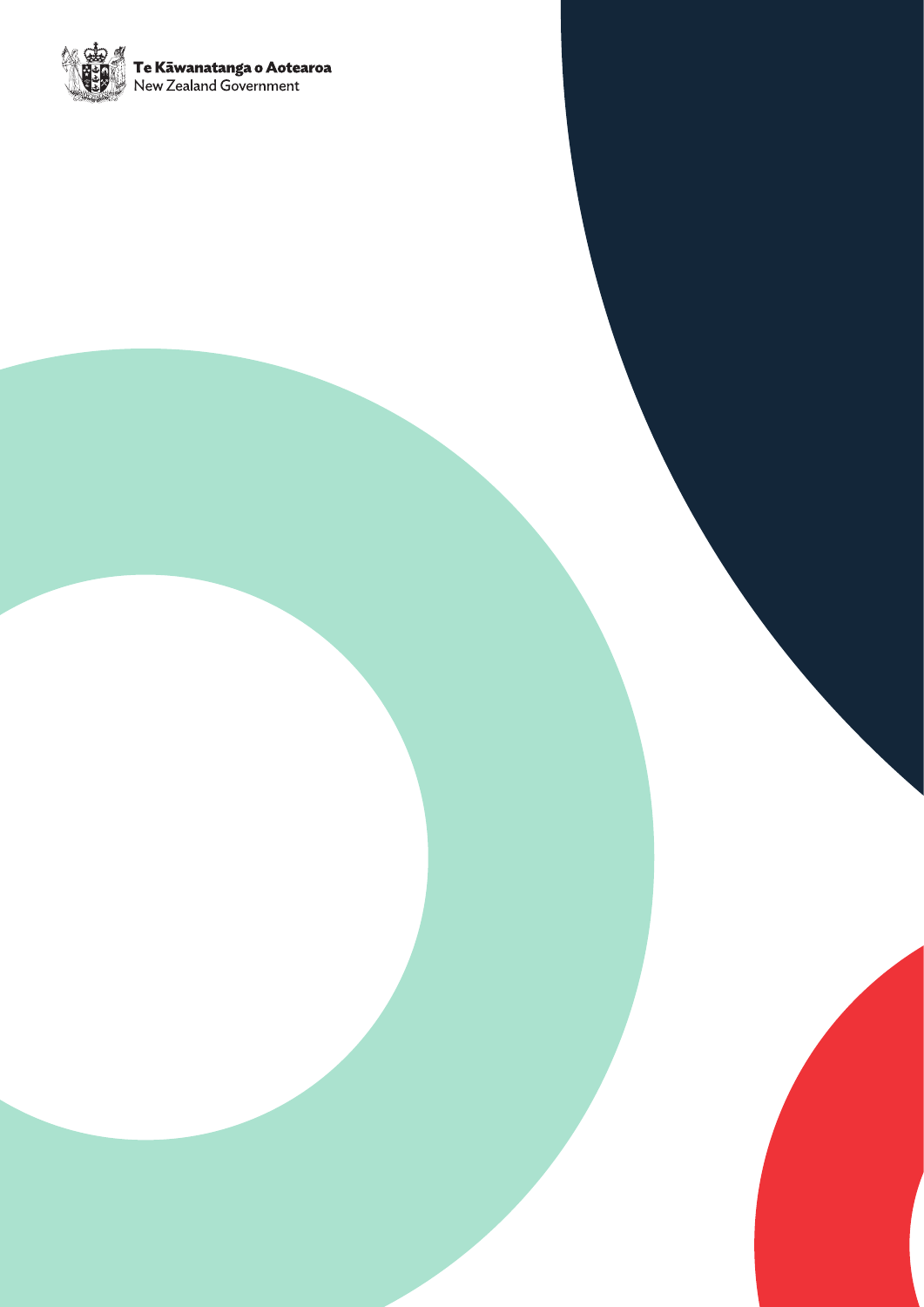Te Kāwanatanga o Aotearoa
New Zealand Government